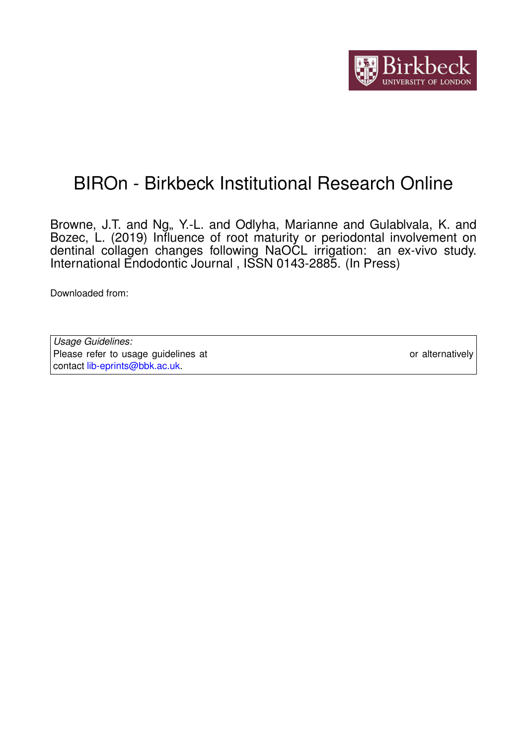# BIROn - Birkbeck Institutional Research Online

Browne, J.T. and Ng,, Y.-L. and Odlyha, Marianne and Gulablvala, K. and Bozec, L. (2019) Influence of root maturity or periodontal involvement on dentinal collagen changes following NaOCL irrigation: an ex-vivo study. International Endodontic Journal , ISSN 0143-2885. (In Press)

Downloaded from:

| *Usage Guidelines:* |
| --- |
| Please refer to usage guidelines at or alternatively contact lib-eprints@bbk.ac.uk. |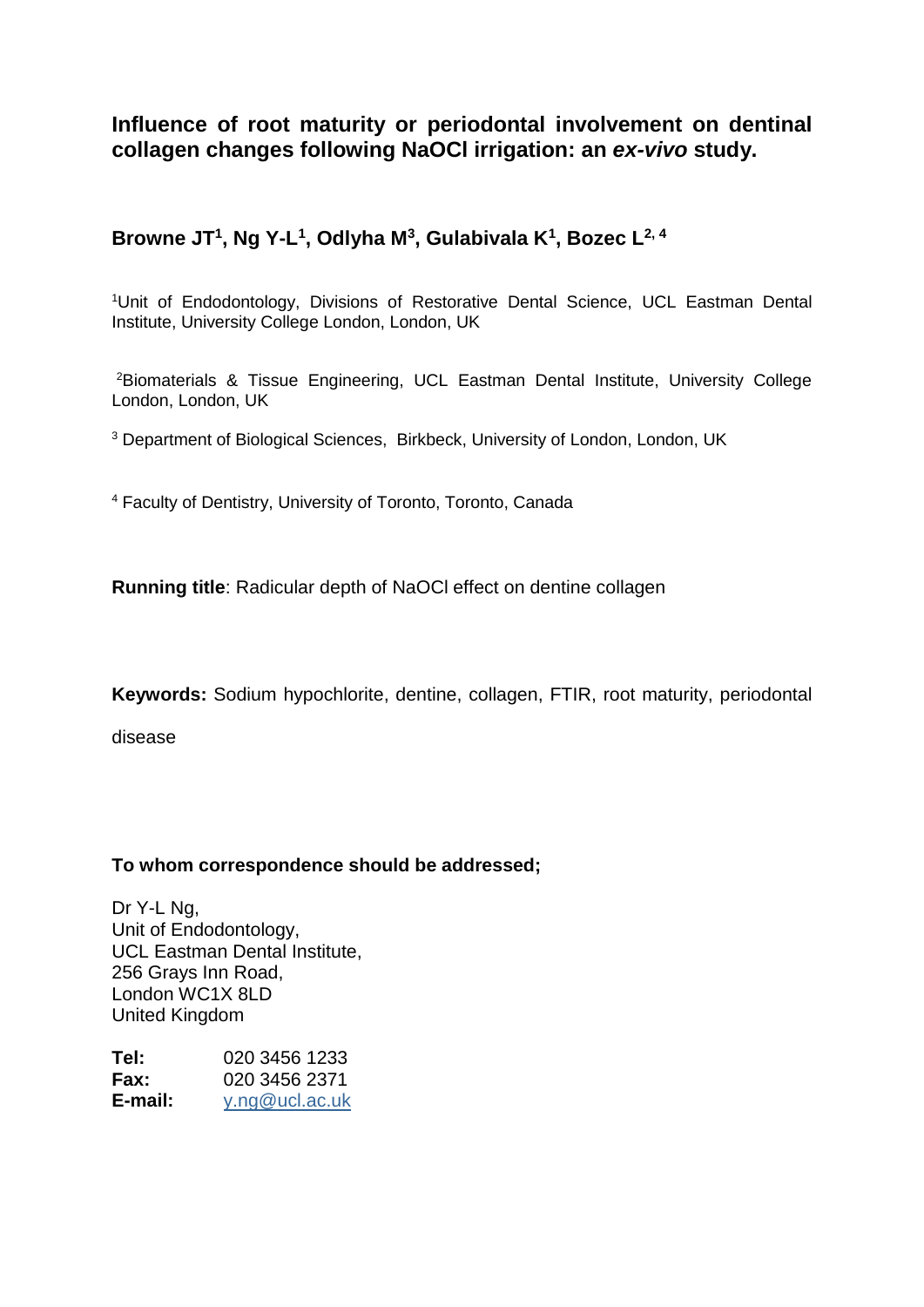# Influence of root maturity or periodontal involvement on dentinal collagen changes following NaOCl irrigation: an *ex-vivo* study.

**Browne JT[1], Ng Y-L[1], Odlyha M[3], Gulabivala K[1], Bozec L[2, 4]**

[1]Unit of Endodontology, Divisions of Restorative Dental Science, UCL Eastman Dental Institute, University College London, London, UK

[2]Biomaterials & Tissue Engineering, UCL Eastman Dental Institute, University College London, London, UK

[3] Department of Biological Sciences, Birkbeck, University of London, London, UK

[4] Faculty of Dentistry, University of Toronto, Toronto, Canada

**Running title**: Radicular depth of NaOCl effect on dentine collagen

**Keywords:** Sodium hypochlorite, dentine, collagen, FTIR, root maturity, periodontal disease

**To whom correspondence should be addressed;**

Dr Y-L Ng,
Unit of Endodontology,
UCL Eastman Dental Institute,
256 Grays Inn Road,
London WC1X 8LD
United Kingdom

| | |
|---|---|
| **Tel:** | 020 3456 1233 |
| **Fax:** | 020 3456 2371 |
| **E-mail:** | y.ng@ucl.ac.uk |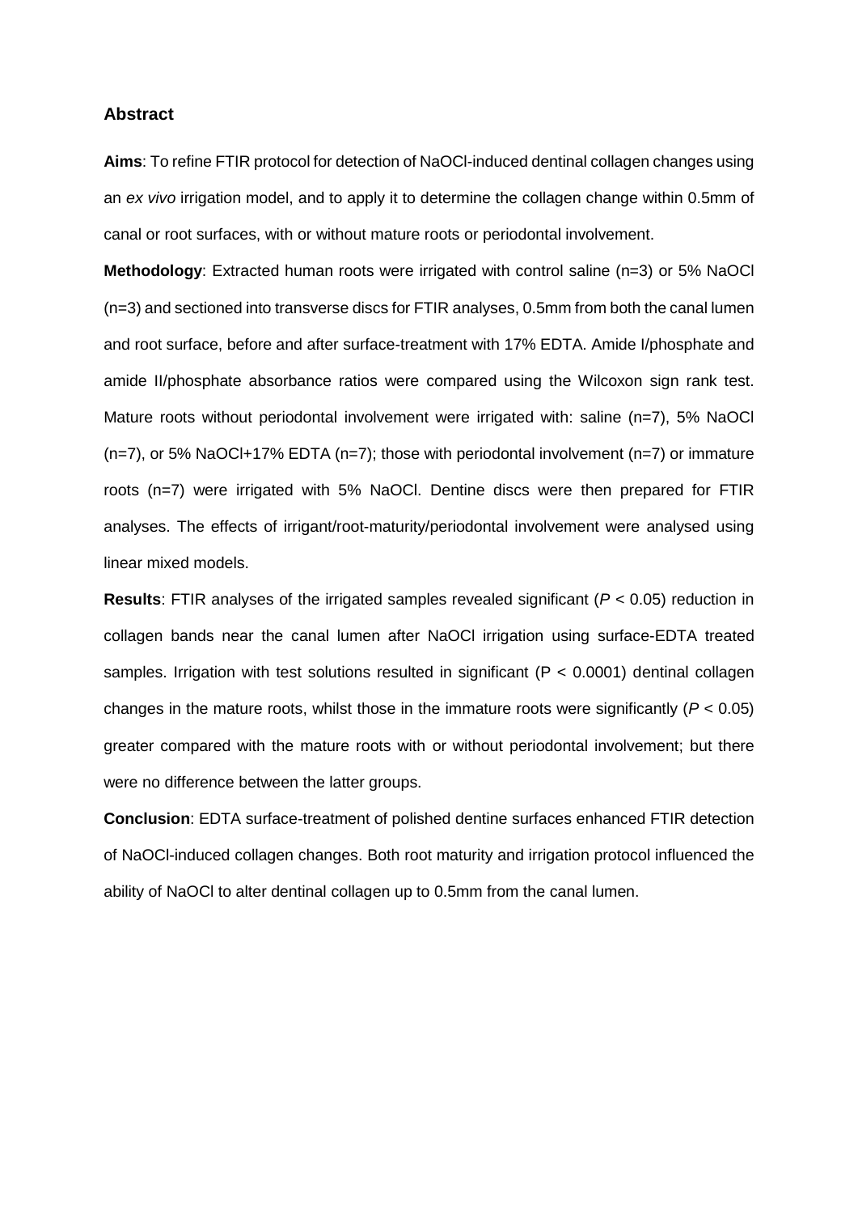## Abstract

**Aims**: To refine FTIR protocol for detection of NaOCl-induced dentinal collagen changes using an *ex vivo* irrigation model, and to apply it to determine the collagen change within 0.5mm of canal or root surfaces, with or without mature roots or periodontal involvement.

**Methodology**: Extracted human roots were irrigated with control saline (n=3) or 5% NaOCl (n=3) and sectioned into transverse discs for FTIR analyses, 0.5mm from both the canal lumen and root surface, before and after surface-treatment with 17% EDTA. Amide I/phosphate and amide II/phosphate absorbance ratios were compared using the Wilcoxon sign rank test. Mature roots without periodontal involvement were irrigated with: saline (n=7), 5% NaOCl (n=7), or 5% NaOCl+17% EDTA (n=7); those with periodontal involvement (n=7) or immature roots (n=7) were irrigated with 5% NaOCl. Dentine discs were then prepared for FTIR analyses. The effects of irrigant/root-maturity/periodontal involvement were analysed using linear mixed models.

**Results**: FTIR analyses of the irrigated samples revealed significant ($P < 0.05$) reduction in collagen bands near the canal lumen after NaOCl irrigation using surface-EDTA treated samples. Irrigation with test solutions resulted in significant ($P < 0.0001$) dentinal collagen changes in the mature roots, whilst those in the immature roots were significantly ($P < 0.05$) greater compared with the mature roots with or without periodontal involvement; but there were no difference between the latter groups.

**Conclusion**: EDTA surface-treatment of polished dentine surfaces enhanced FTIR detection of NaOCl-induced collagen changes. Both root maturity and irrigation protocol influenced the ability of NaOCl to alter dentinal collagen up to 0.5mm from the canal lumen.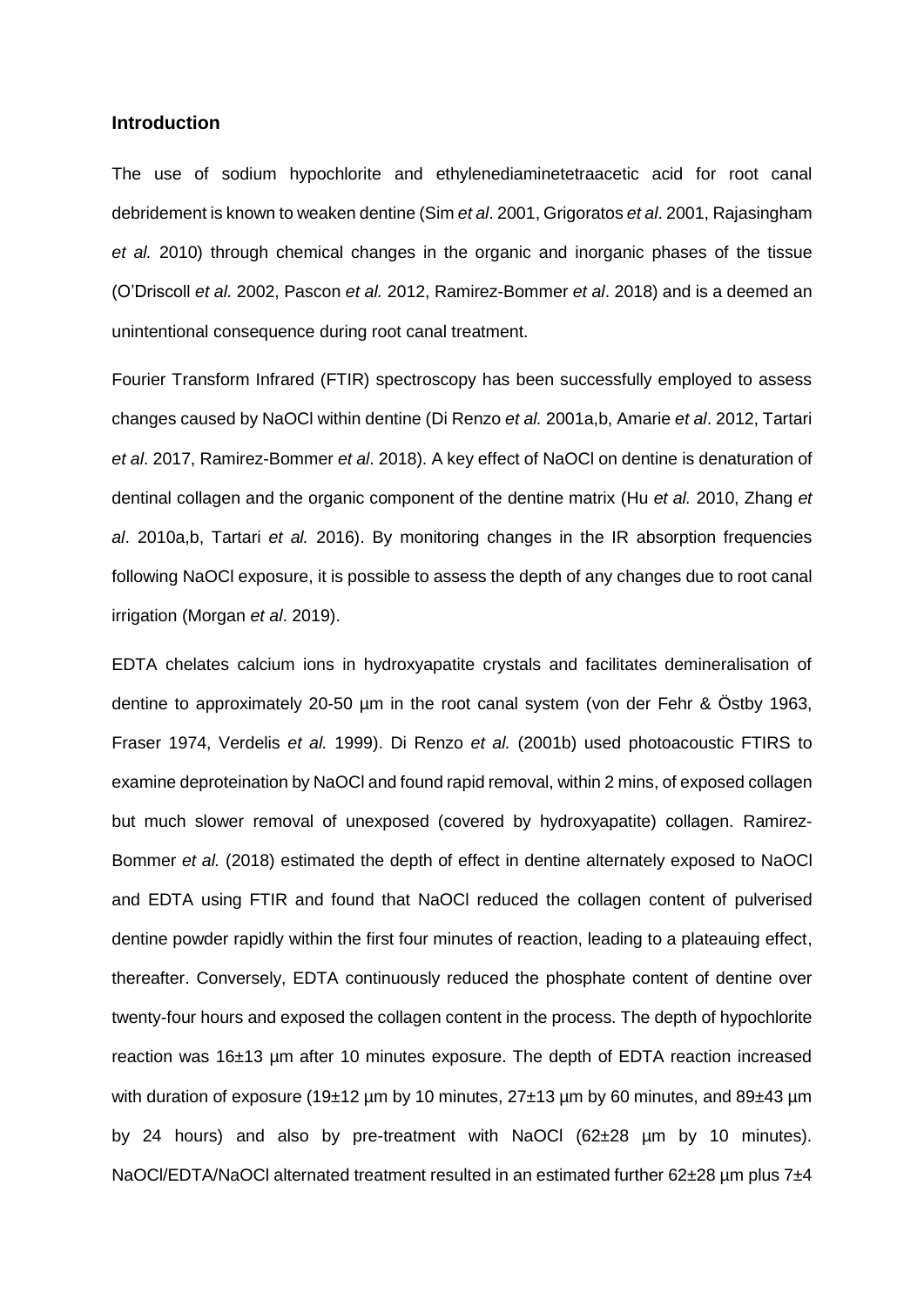## Introduction

The use of sodium hypochlorite and ethylenediaminetetraacetic acid for root canal debridement is known to weaken dentine (Sim *et al*. 2001, Grigoratos *et al*. 2001, Rajasingham *et al.* 2010) through chemical changes in the organic and inorganic phases of the tissue (O'Driscoll *et al.* 2002, Pascon *et al.* 2012, Ramirez-Bommer *et al*. 2018) and is a deemed an unintentional consequence during root canal treatment.

Fourier Transform Infrared (FTIR) spectroscopy has been successfully employed to assess changes caused by NaOCl within dentine (Di Renzo *et al.* 2001a,b, Amarie *et al*. 2012, Tartari *et al*. 2017, Ramirez-Bommer *et al*. 2018). A key effect of NaOCl on dentine is denaturation of dentinal collagen and the organic component of the dentine matrix (Hu *et al.* 2010, Zhang *et al*. 2010a,b, Tartari *et al.* 2016). By monitoring changes in the IR absorption frequencies following NaOCl exposure, it is possible to assess the depth of any changes due to root canal irrigation (Morgan *et al*. 2019).

EDTA chelates calcium ions in hydroxyapatite crystals and facilitates demineralisation of dentine to approximately 20-50 µm in the root canal system (von der Fehr & Östby 1963, Fraser 1974, Verdelis *et al.* 1999). Di Renzo *et al.* (2001b) used photoacoustic FTIRS to examine deproteination by NaOCl and found rapid removal, within 2 mins, of exposed collagen but much slower removal of unexposed (covered by hydroxyapatite) collagen. Ramirez-Bommer *et al.* (2018) estimated the depth of effect in dentine alternately exposed to NaOCl and EDTA using FTIR and found that NaOCl reduced the collagen content of pulverised dentine powder rapidly within the first four minutes of reaction, leading to a plateauing effect, thereafter. Conversely, EDTA continuously reduced the phosphate content of dentine over twenty-four hours and exposed the collagen content in the process. The depth of hypochlorite reaction was 16±13 µm after 10 minutes exposure. The depth of EDTA reaction increased with duration of exposure (19±12 µm by 10 minutes, 27±13 µm by 60 minutes, and 89±43 µm by 24 hours) and also by pre-treatment with NaOCl (62±28 µm by 10 minutes). NaOCl/EDTA/NaOCl alternated treatment resulted in an estimated further 62±28 µm plus 7±4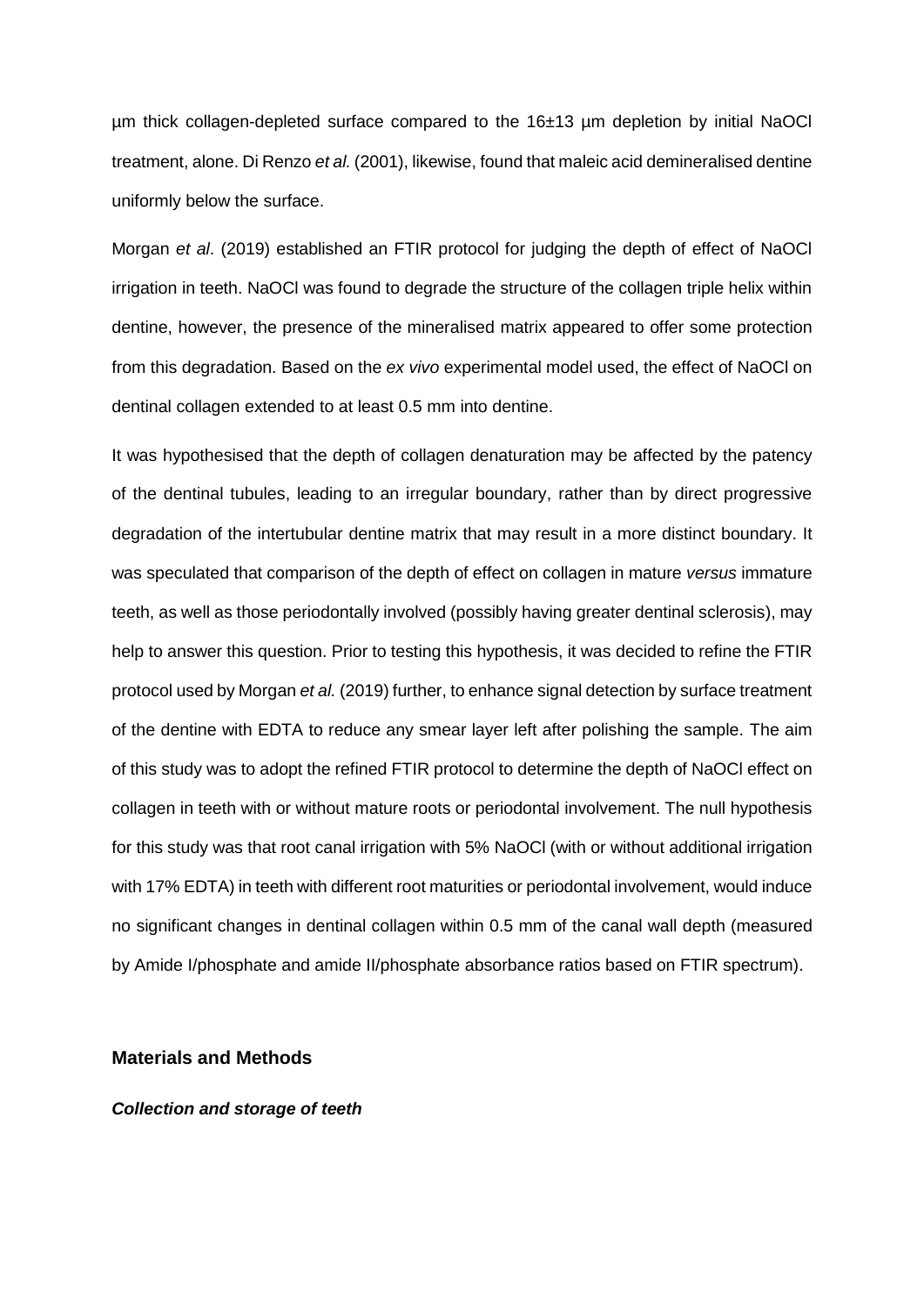µm thick collagen-depleted surface compared to the 16±13 µm depletion by initial NaOCl treatment, alone. Di Renzo *et al.* (2001), likewise, found that maleic acid demineralised dentine uniformly below the surface.

Morgan *et al*. (2019) established an FTIR protocol for judging the depth of effect of NaOCl irrigation in teeth. NaOCl was found to degrade the structure of the collagen triple helix within dentine, however, the presence of the mineralised matrix appeared to offer some protection from this degradation. Based on the *ex vivo* experimental model used, the effect of NaOCl on dentinal collagen extended to at least 0.5 mm into dentine.

It was hypothesised that the depth of collagen denaturation may be affected by the patency of the dentinal tubules, leading to an irregular boundary, rather than by direct progressive degradation of the intertubular dentine matrix that may result in a more distinct boundary. It was speculated that comparison of the depth of effect on collagen in mature *versus* immature teeth, as well as those periodontally involved (possibly having greater dentinal sclerosis), may help to answer this question. Prior to testing this hypothesis, it was decided to refine the FTIR protocol used by Morgan *et al.* (2019) further, to enhance signal detection by surface treatment of the dentine with EDTA to reduce any smear layer left after polishing the sample. The aim of this study was to adopt the refined FTIR protocol to determine the depth of NaOCl effect on collagen in teeth with or without mature roots or periodontal involvement. The null hypothesis for this study was that root canal irrigation with 5% NaOCl (with or without additional irrigation with 17% EDTA) in teeth with different root maturities or periodontal involvement, would induce no significant changes in dentinal collagen within 0.5 mm of the canal wall depth (measured by Amide I/phosphate and amide II/phosphate absorbance ratios based on FTIR spectrum).

## Materials and Methods

### *Collection and storage of teeth*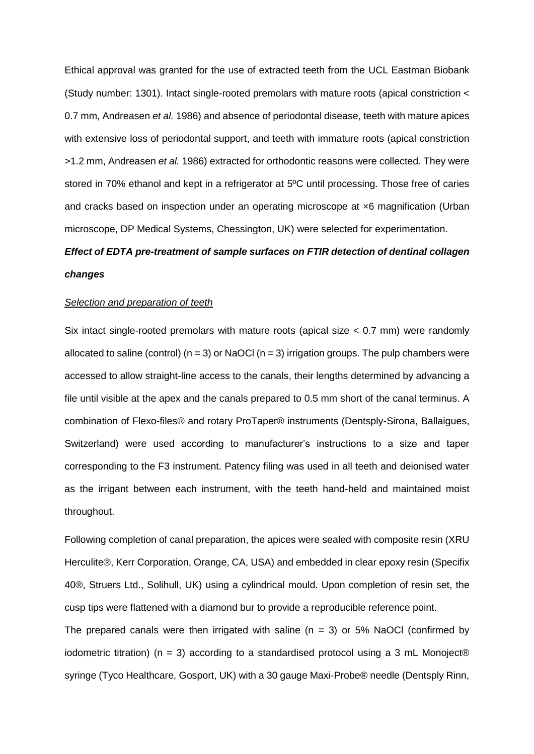Ethical approval was granted for the use of extracted teeth from the UCL Eastman Biobank (Study number: 1301). Intact single-rooted premolars with mature roots (apical constriction < 0.7 mm, Andreasen *et al.* 1986) and absence of periodontal disease, teeth with mature apices with extensive loss of periodontal support, and teeth with immature roots (apical constriction >1.2 mm, Andreasen *et al.* 1986) extracted for orthodontic reasons were collected. They were stored in 70% ethanol and kept in a refrigerator at 5ºC until processing. Those free of caries and cracks based on inspection under an operating microscope at ×6 magnification (Urban microscope, DP Medical Systems, Chessington, UK) were selected for experimentation.

***Effect of EDTA pre-treatment of sample surfaces on FTIR detection of dentinal collagen changes***

<u>Selection and preparation of teeth</u>

Six intact single-rooted premolars with mature roots (apical size < 0.7 mm) were randomly allocated to saline (control) (n = 3) or NaOCl (n = 3) irrigation groups. The pulp chambers were accessed to allow straight-line access to the canals, their lengths determined by advancing a file until visible at the apex and the canals prepared to 0.5 mm short of the canal terminus. A combination of Flexo-files® and rotary ProTaper® instruments (Dentsply-Sirona, Ballaigues, Switzerland) were used according to manufacturer's instructions to a size and taper corresponding to the F3 instrument. Patency filing was used in all teeth and deionised water as the irrigant between each instrument, with the teeth hand-held and maintained moist throughout.

Following completion of canal preparation, the apices were sealed with composite resin (XRU Herculite®, Kerr Corporation, Orange, CA, USA) and embedded in clear epoxy resin (Specifix 40®, Struers Ltd., Solihull, UK) using a cylindrical mould. Upon completion of resin set, the cusp tips were flattened with a diamond bur to provide a reproducible reference point.

The prepared canals were then irrigated with saline (n = 3) or 5% NaOCl (confirmed by iodometric titration) (n = 3) according to a standardised protocol using a 3 mL Monoject® syringe (Tyco Healthcare, Gosport, UK) with a 30 gauge Maxi-Probe® needle (Dentsply Rinn,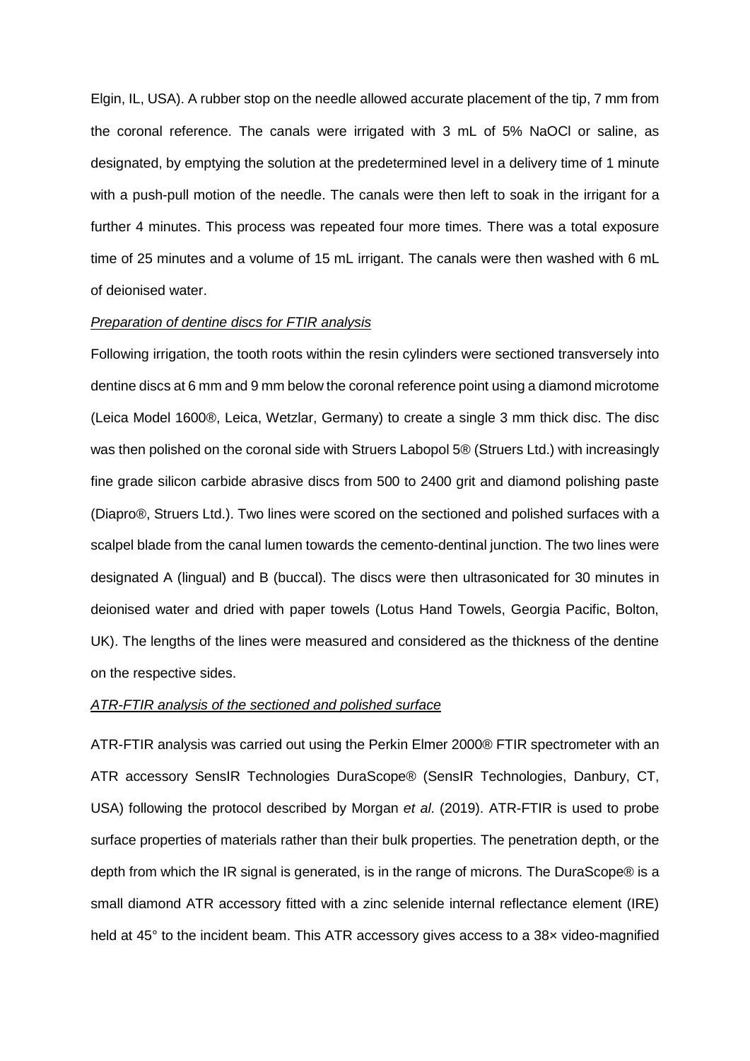Elgin, IL, USA). A rubber stop on the needle allowed accurate placement of the tip, 7 mm from the coronal reference. The canals were irrigated with 3 mL of 5% NaOCl or saline, as designated, by emptying the solution at the predetermined level in a delivery time of 1 minute with a push-pull motion of the needle. The canals were then left to soak in the irrigant for a further 4 minutes. This process was repeated four more times. There was a total exposure time of 25 minutes and a volume of 15 mL irrigant. The canals were then washed with 6 mL of deionised water.

*Preparation of dentine discs for FTIR analysis*

Following irrigation, the tooth roots within the resin cylinders were sectioned transversely into dentine discs at 6 mm and 9 mm below the coronal reference point using a diamond microtome (Leica Model 1600®, Leica, Wetzlar, Germany) to create a single 3 mm thick disc. The disc was then polished on the coronal side with Struers Labopol 5® (Struers Ltd.) with increasingly fine grade silicon carbide abrasive discs from 500 to 2400 grit and diamond polishing paste (Diapro®, Struers Ltd.). Two lines were scored on the sectioned and polished surfaces with a scalpel blade from the canal lumen towards the cemento-dentinal junction. The two lines were designated A (lingual) and B (buccal). The discs were then ultrasonicated for 30 minutes in deionised water and dried with paper towels (Lotus Hand Towels, Georgia Pacific, Bolton, UK). The lengths of the lines were measured and considered as the thickness of the dentine on the respective sides.

*ATR-FTIR analysis of the sectioned and polished surface*

ATR-FTIR analysis was carried out using the Perkin Elmer 2000® FTIR spectrometer with an ATR accessory SensIR Technologies DuraScope® (SensIR Technologies, Danbury, CT, USA) following the protocol described by Morgan *et al*. (2019). ATR-FTIR is used to probe surface properties of materials rather than their bulk properties. The penetration depth, or the depth from which the IR signal is generated, is in the range of microns. The DuraScope® is a small diamond ATR accessory fitted with a zinc selenide internal reflectance element (IRE) held at 45° to the incident beam. This ATR accessory gives access to a 38× video-magnified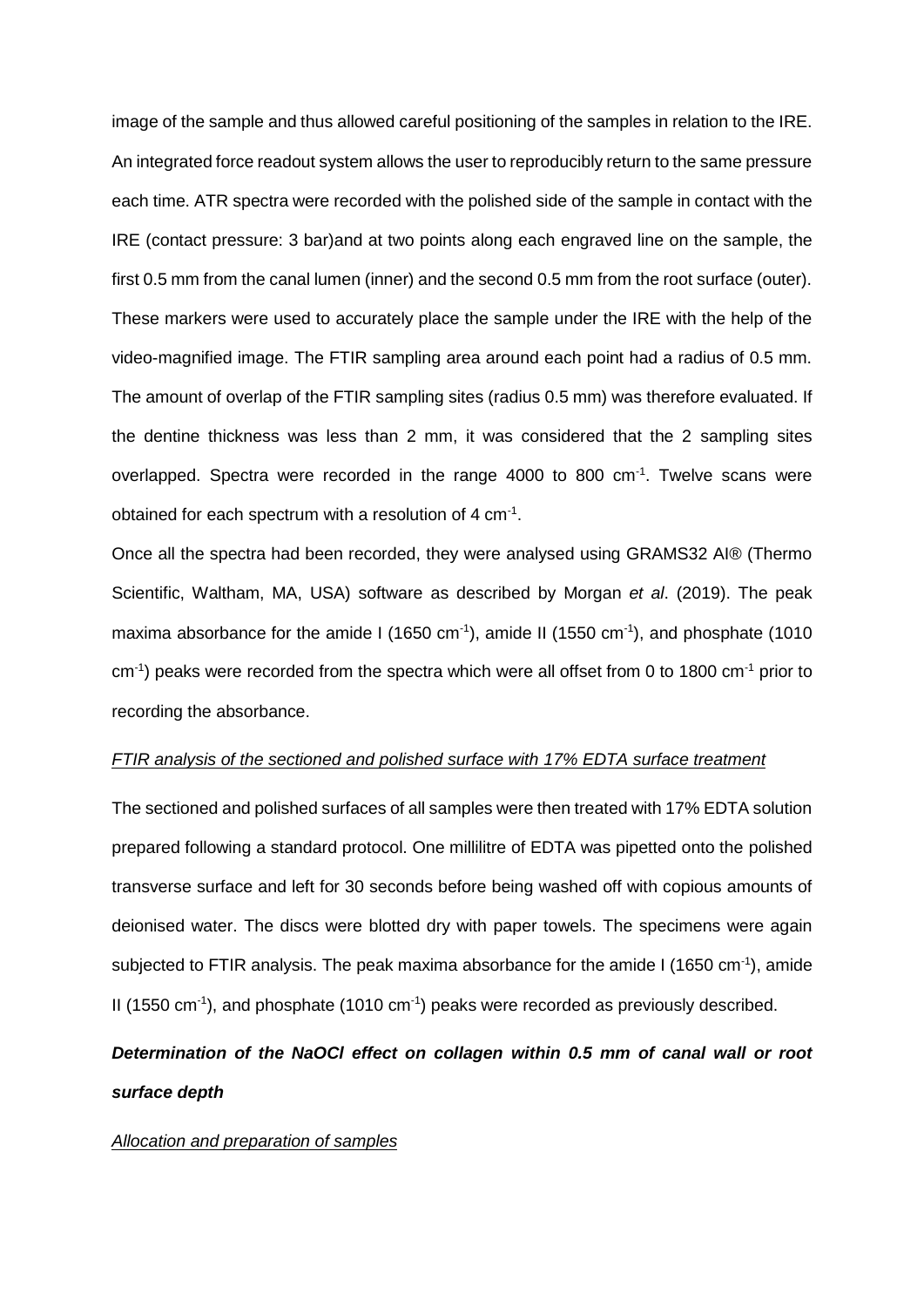image of the sample and thus allowed careful positioning of the samples in relation to the IRE. An integrated force readout system allows the user to reproducibly return to the same pressure each time. ATR spectra were recorded with the polished side of the sample in contact with the IRE (contact pressure: 3 bar)and at two points along each engraved line on the sample, the first 0.5 mm from the canal lumen (inner) and the second 0.5 mm from the root surface (outer). These markers were used to accurately place the sample under the IRE with the help of the video-magnified image. The FTIR sampling area around each point had a radius of 0.5 mm. The amount of overlap of the FTIR sampling sites (radius 0.5 mm) was therefore evaluated. If the dentine thickness was less than 2 mm, it was considered that the 2 sampling sites overlapped. Spectra were recorded in the range 4000 to 800 $cm^{-1}$. Twelve scans were obtained for each spectrum with a resolution of 4 $cm^{-1}$.

Once all the spectra had been recorded, they were analysed using GRAMS32 AI® (Thermo Scientific, Waltham, MA, USA) software as described by Morgan *et al*. (2019). The peak maxima absorbance for the amide I (1650 $cm^{-1}$), amide II (1550 $cm^{-1}$), and phosphate (1010 $cm^{-1}$) peaks were recorded from the spectra which were all offset from 0 to 1800 $cm^{-1}$ prior to recording the absorbance.

_FTIR analysis of the sectioned and polished surface with 17% EDTA surface treatment_

The sectioned and polished surfaces of all samples were then treated with 17% EDTA solution prepared following a standard protocol. One millilitre of EDTA was pipetted onto the polished transverse surface and left for 30 seconds before being washed off with copious amounts of deionised water. The discs were blotted dry with paper towels. The specimens were again subjected to FTIR analysis. The peak maxima absorbance for the amide I (1650 $cm^{-1}$), amide II (1550 $cm^{-1}$), and phosphate (1010 $cm^{-1}$) peaks were recorded as previously described.

### *Determination of the NaOCl effect on collagen within 0.5 mm of canal wall or root surface depth*

_Allocation and preparation of samples_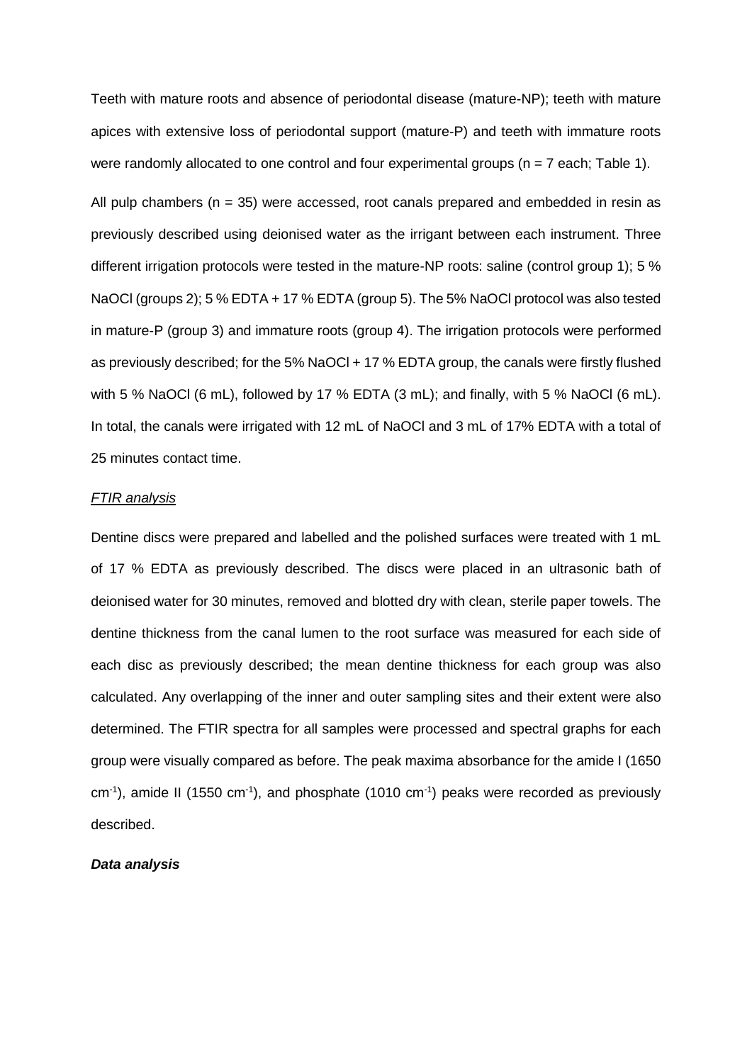Teeth with mature roots and absence of periodontal disease (mature-NP); teeth with mature apices with extensive loss of periodontal support (mature-P) and teeth with immature roots were randomly allocated to one control and four experimental groups (n = 7 each; Table 1).

All pulp chambers (n = 35) were accessed, root canals prepared and embedded in resin as previously described using deionised water as the irrigant between each instrument. Three different irrigation protocols were tested in the mature-NP roots: saline (control group 1); 5 % NaOCl (groups 2); 5 % EDTA + 17 % EDTA (group 5). The 5% NaOCl protocol was also tested in mature-P (group 3) and immature roots (group 4). The irrigation protocols were performed as previously described; for the 5% NaOCl + 17 % EDTA group, the canals were firstly flushed with 5 % NaOCl (6 mL), followed by 17 % EDTA (3 mL); and finally, with 5 % NaOCl (6 mL). In total, the canals were irrigated with 12 mL of NaOCl and 3 mL of 17% EDTA with a total of 25 minutes contact time.

*FTIR analysis*

Dentine discs were prepared and labelled and the polished surfaces were treated with 1 mL of 17 % EDTA as previously described. The discs were placed in an ultrasonic bath of deionised water for 30 minutes, removed and blotted dry with clean, sterile paper towels. The dentine thickness from the canal lumen to the root surface was measured for each side of each disc as previously described; the mean dentine thickness for each group was also calculated. Any overlapping of the inner and outer sampling sites and their extent were also determined. The FTIR spectra for all samples were processed and spectral graphs for each group were visually compared as before. The peak maxima absorbance for the amide I (1650 $cm^{-1}$), amide II (1550 $cm^{-1}$), and phosphate (1010 $cm^{-1}$) peaks were recorded as previously described.

***Data analysis***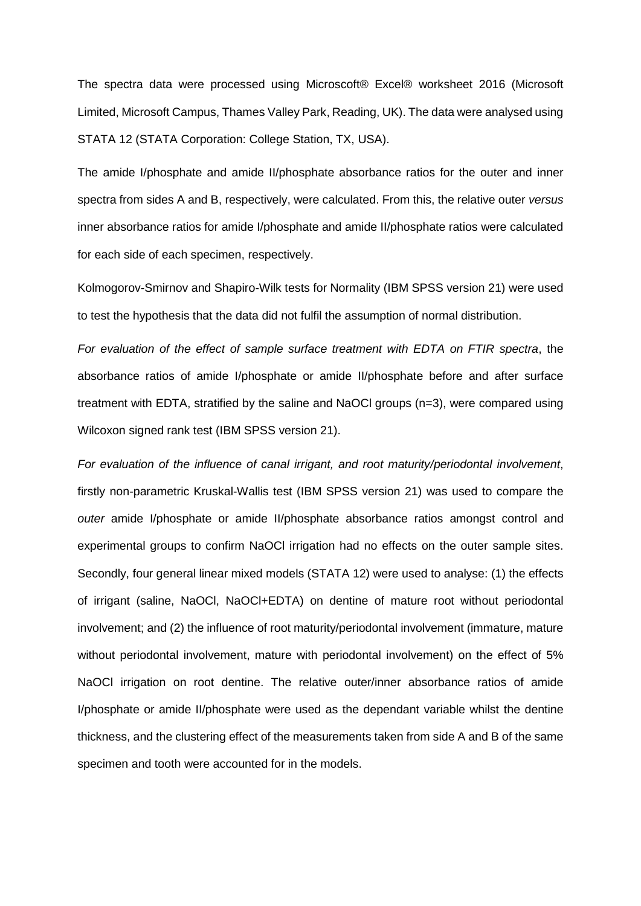The spectra data were processed using Microscoft® Excel® worksheet 2016 (Microsoft Limited, Microsoft Campus, Thames Valley Park, Reading, UK). The data were analysed using STATA 12 (STATA Corporation: College Station, TX, USA).

The amide I/phosphate and amide II/phosphate absorbance ratios for the outer and inner spectra from sides A and B, respectively, were calculated. From this, the relative outer *versus* inner absorbance ratios for amide I/phosphate and amide II/phosphate ratios were calculated for each side of each specimen, respectively.

Kolmogorov-Smirnov and Shapiro-Wilk tests for Normality (IBM SPSS version 21) were used to test the hypothesis that the data did not fulfil the assumption of normal distribution.

*For evaluation of the effect of sample surface treatment with EDTA on FTIR spectra*, the absorbance ratios of amide I/phosphate or amide II/phosphate before and after surface treatment with EDTA, stratified by the saline and NaOCl groups (n=3), were compared using Wilcoxon signed rank test (IBM SPSS version 21).

*For evaluation of the influence of canal irrigant, and root maturity/periodontal involvement*, firstly non-parametric Kruskal-Wallis test (IBM SPSS version 21) was used to compare the *outer* amide I/phosphate or amide II/phosphate absorbance ratios amongst control and experimental groups to confirm NaOCl irrigation had no effects on the outer sample sites. Secondly, four general linear mixed models (STATA 12) were used to analyse: (1) the effects of irrigant (saline, NaOCl, NaOCl+EDTA) on dentine of mature root without periodontal involvement; and (2) the influence of root maturity/periodontal involvement (immature, mature without periodontal involvement, mature with periodontal involvement) on the effect of 5% NaOCl irrigation on root dentine. The relative outer/inner absorbance ratios of amide I/phosphate or amide II/phosphate were used as the dependant variable whilst the dentine thickness, and the clustering effect of the measurements taken from side A and B of the same specimen and tooth were accounted for in the models.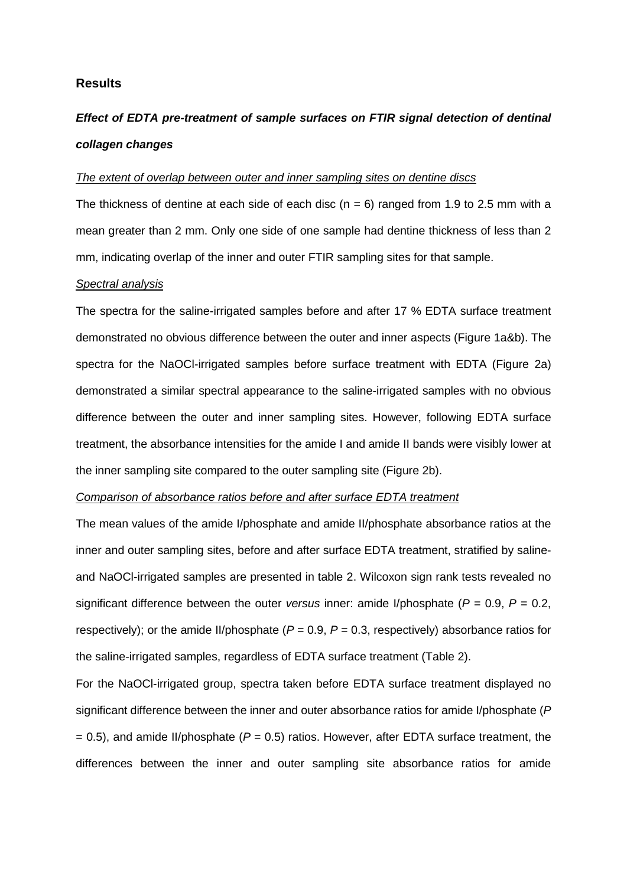## Results

### *Effect of EDTA pre-treatment of sample surfaces on FTIR signal detection of dentinal collagen changes*

The extent of overlap between outer and inner sampling sites on dentine discs

The thickness of dentine at each side of each disc ($n = 6$) ranged from 1.9 to 2.5 mm with a mean greater than 2 mm. Only one side of one sample had dentine thickness of less than 2 mm, indicating overlap of the inner and outer FTIR sampling sites for that sample.

Spectral analysis

The spectra for the saline-irrigated samples before and after 17 % EDTA surface treatment demonstrated no obvious difference between the outer and inner aspects (Figure 1a&b). The spectra for the NaOCl-irrigated samples before surface treatment with EDTA (Figure 2a) demonstrated a similar spectral appearance to the saline-irrigated samples with no obvious difference between the outer and inner sampling sites. However, following EDTA surface treatment, the absorbance intensities for the amide I and amide II bands were visibly lower at the inner sampling site compared to the outer sampling site (Figure 2b).

Comparison of absorbance ratios before and after surface EDTA treatment

The mean values of the amide I/phosphate and amide II/phosphate absorbance ratios at the inner and outer sampling sites, before and after surface EDTA treatment, stratified by saline- and NaOCl-irrigated samples are presented in table 2. Wilcoxon sign rank tests revealed no significant difference between the outer *versus* inner: amide I/phosphate ($P = 0.9$, $P = 0.2$, respectively); or the amide II/phosphate ($P = 0.9$, $P = 0.3$, respectively) absorbance ratios for the saline-irrigated samples, regardless of EDTA surface treatment (Table 2).

For the NaOCl-irrigated group, spectra taken before EDTA surface treatment displayed no significant difference between the inner and outer absorbance ratios for amide I/phosphate ($P = 0.5$), and amide II/phosphate ($P = 0.5$) ratios. However, after EDTA surface treatment, the differences between the inner and outer sampling site absorbance ratios for amide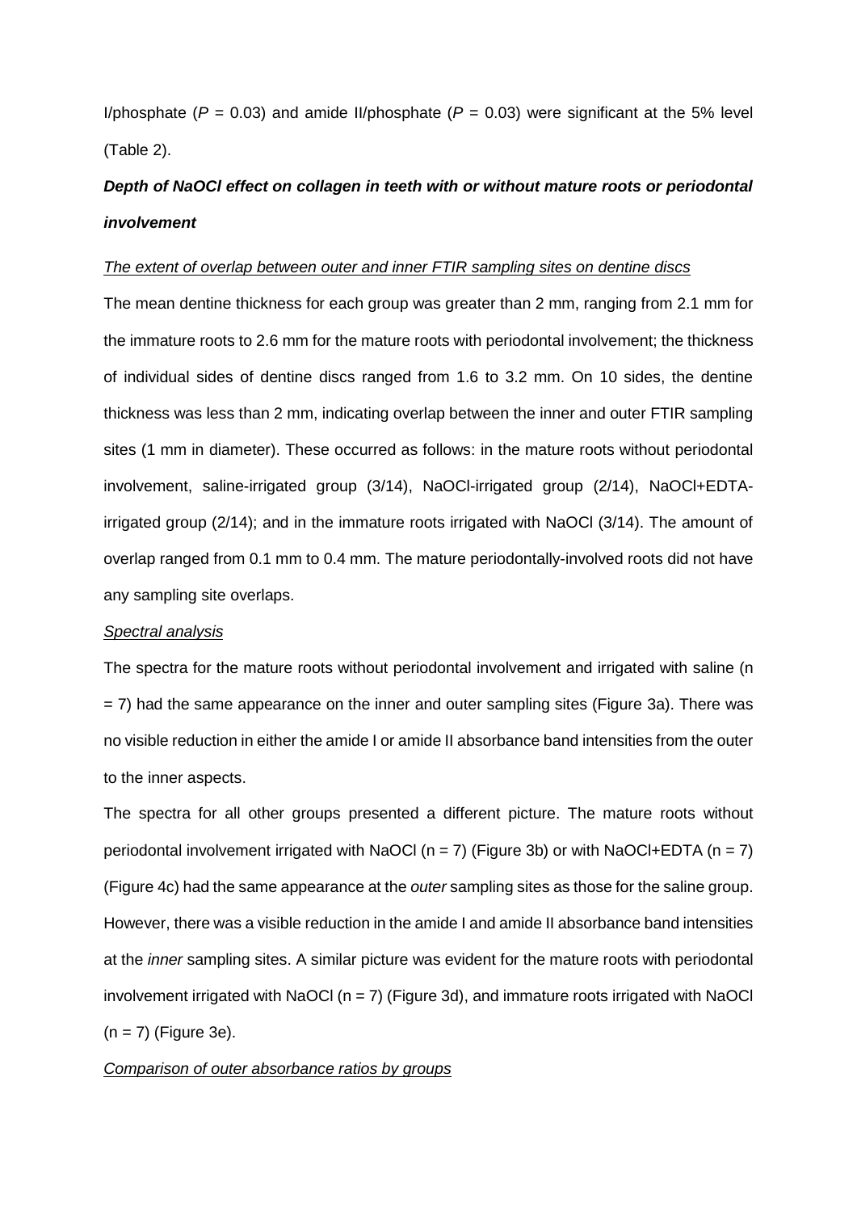I/phosphate ($P$ = 0.03) and amide II/phosphate ($P$ = 0.03) were significant at the 5% level (Table 2).

### *Depth of NaOCl effect on collagen in teeth with or without mature roots or periodontal involvement*

*The extent of overlap between outer and inner FTIR sampling sites on dentine discs*

The mean dentine thickness for each group was greater than 2 mm, ranging from 2.1 mm for the immature roots to 2.6 mm for the mature roots with periodontal involvement; the thickness of individual sides of dentine discs ranged from 1.6 to 3.2 mm. On 10 sides, the dentine thickness was less than 2 mm, indicating overlap between the inner and outer FTIR sampling sites (1 mm in diameter). These occurred as follows: in the mature roots without periodontal involvement, saline-irrigated group (3/14), NaOCl-irrigated group (2/14), NaOCl+EDTA-irrigated group (2/14); and in the immature roots irrigated with NaOCl (3/14). The amount of overlap ranged from 0.1 mm to 0.4 mm. The mature periodontally-involved roots did not have any sampling site overlaps.

*Spectral analysis*

The spectra for the mature roots without periodontal involvement and irrigated with saline (n = 7) had the same appearance on the inner and outer sampling sites (Figure 3a). There was no visible reduction in either the amide I or amide II absorbance band intensities from the outer to the inner aspects.

The spectra for all other groups presented a different picture. The mature roots without periodontal involvement irrigated with NaOCl (n = 7) (Figure 3b) or with NaOCl+EDTA (n = 7) (Figure 4c) had the same appearance at the *outer* sampling sites as those for the saline group. However, there was a visible reduction in the amide I and amide II absorbance band intensities at the *inner* sampling sites. A similar picture was evident for the mature roots with periodontal involvement irrigated with NaOCl (n = 7) (Figure 3d), and immature roots irrigated with NaOCl (n = 7) (Figure 3e).

*Comparison of outer absorbance ratios by groups*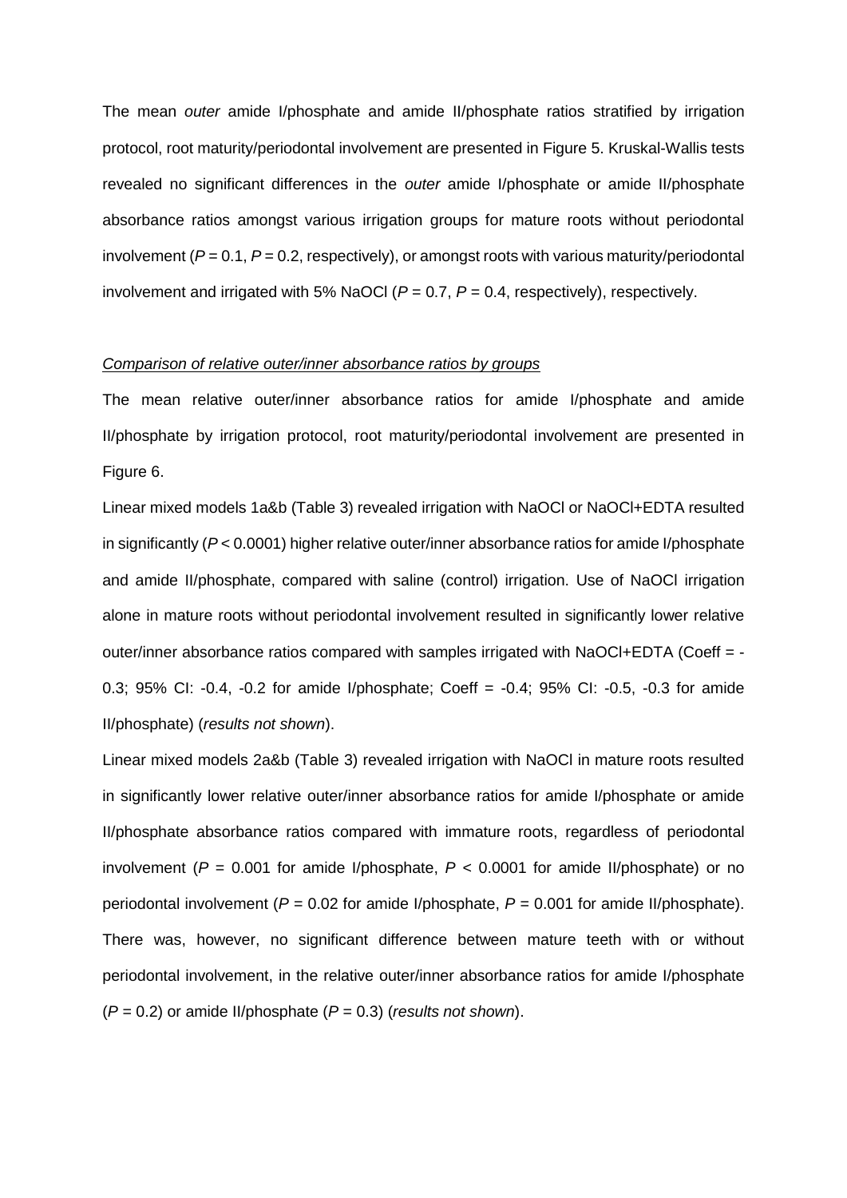The mean *outer* amide I/phosphate and amide II/phosphate ratios stratified by irrigation protocol, root maturity/periodontal involvement are presented in Figure 5. Kruskal-Wallis tests revealed no significant differences in the *outer* amide I/phosphate or amide II/phosphate absorbance ratios amongst various irrigation groups for mature roots without periodontal involvement ($P = 0.1$, $P = 0.2$, respectively), or amongst roots with various maturity/periodontal involvement and irrigated with 5% NaOCl ($P = 0.7$, $P = 0.4$, respectively), respectively.

*Comparison of relative outer/inner absorbance ratios by groups*

The mean relative outer/inner absorbance ratios for amide I/phosphate and amide II/phosphate by irrigation protocol, root maturity/periodontal involvement are presented in Figure 6.

Linear mixed models 1a&b (Table 3) revealed irrigation with NaOCl or NaOCl+EDTA resulted in significantly ($P < 0.0001$) higher relative outer/inner absorbance ratios for amide I/phosphate and amide II/phosphate, compared with saline (control) irrigation. Use of NaOCl irrigation alone in mature roots without periodontal involvement resulted in significantly lower relative outer/inner absorbance ratios compared with samples irrigated with NaOCl+EDTA (Coeff = -0.3; 95% CI: -0.4, -0.2 for amide I/phosphate; Coeff = -0.4; 95% CI: -0.5, -0.3 for amide II/phosphate) (*results not shown*).

Linear mixed models 2a&b (Table 3) revealed irrigation with NaOCl in mature roots resulted in significantly lower relative outer/inner absorbance ratios for amide I/phosphate or amide II/phosphate absorbance ratios compared with immature roots, regardless of periodontal involvement ($P = 0.001$ for amide I/phosphate, $P < 0.0001$ for amide II/phosphate) or no periodontal involvement ($P = 0.02$ for amide I/phosphate, $P = 0.001$ for amide II/phosphate). There was, however, no significant difference between mature teeth with or without periodontal involvement, in the relative outer/inner absorbance ratios for amide I/phosphate ($P = 0.2$) or amide II/phosphate ($P = 0.3$) (*results not shown*).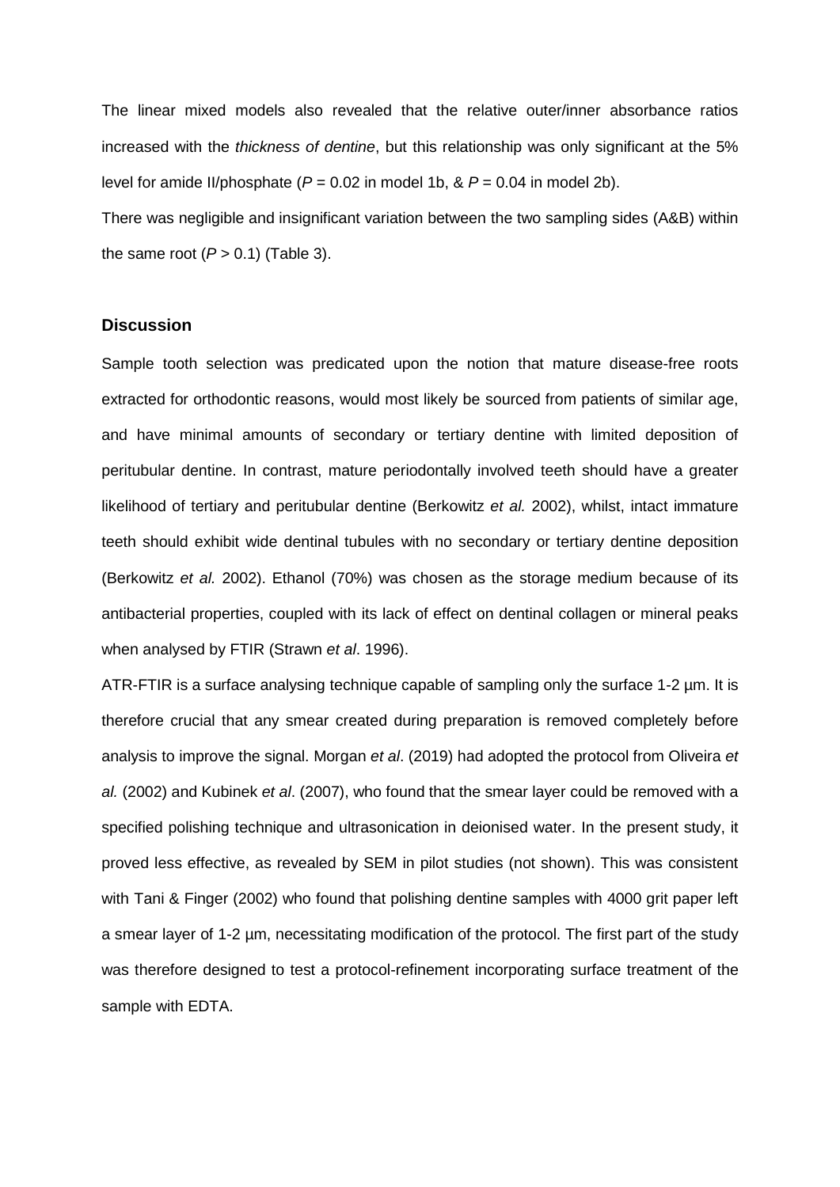The linear mixed models also revealed that the relative outer/inner absorbance ratios increased with the *thickness of dentine*, but this relationship was only significant at the 5% level for amide II/phosphate ($P = 0.02$ in model 1b, & $P = 0.04$ in model 2b).

There was negligible and insignificant variation between the two sampling sides (A&B) within the same root ($P > 0.1$) (Table 3).

## Discussion

Sample tooth selection was predicated upon the notion that mature disease-free roots extracted for orthodontic reasons, would most likely be sourced from patients of similar age, and have minimal amounts of secondary or tertiary dentine with limited deposition of peritubular dentine. In contrast, mature periodontally involved teeth should have a greater likelihood of tertiary and peritubular dentine (Berkowitz *et al.* 2002), whilst, intact immature teeth should exhibit wide dentinal tubules with no secondary or tertiary dentine deposition (Berkowitz *et al.* 2002). Ethanol (70%) was chosen as the storage medium because of its antibacterial properties, coupled with its lack of effect on dentinal collagen or mineral peaks when analysed by FTIR (Strawn *et al*. 1996).

ATR-FTIR is a surface analysing technique capable of sampling only the surface 1-2 µm. It is therefore crucial that any smear created during preparation is removed completely before analysis to improve the signal. Morgan *et al*. (2019) had adopted the protocol from Oliveira *et al.* (2002) and Kubinek *et al*. (2007), who found that the smear layer could be removed with a specified polishing technique and ultrasonication in deionised water. In the present study, it proved less effective, as revealed by SEM in pilot studies (not shown). This was consistent with Tani & Finger (2002) who found that polishing dentine samples with 4000 grit paper left a smear layer of 1-2 µm, necessitating modification of the protocol. The first part of the study was therefore designed to test a protocol-refinement incorporating surface treatment of the sample with EDTA.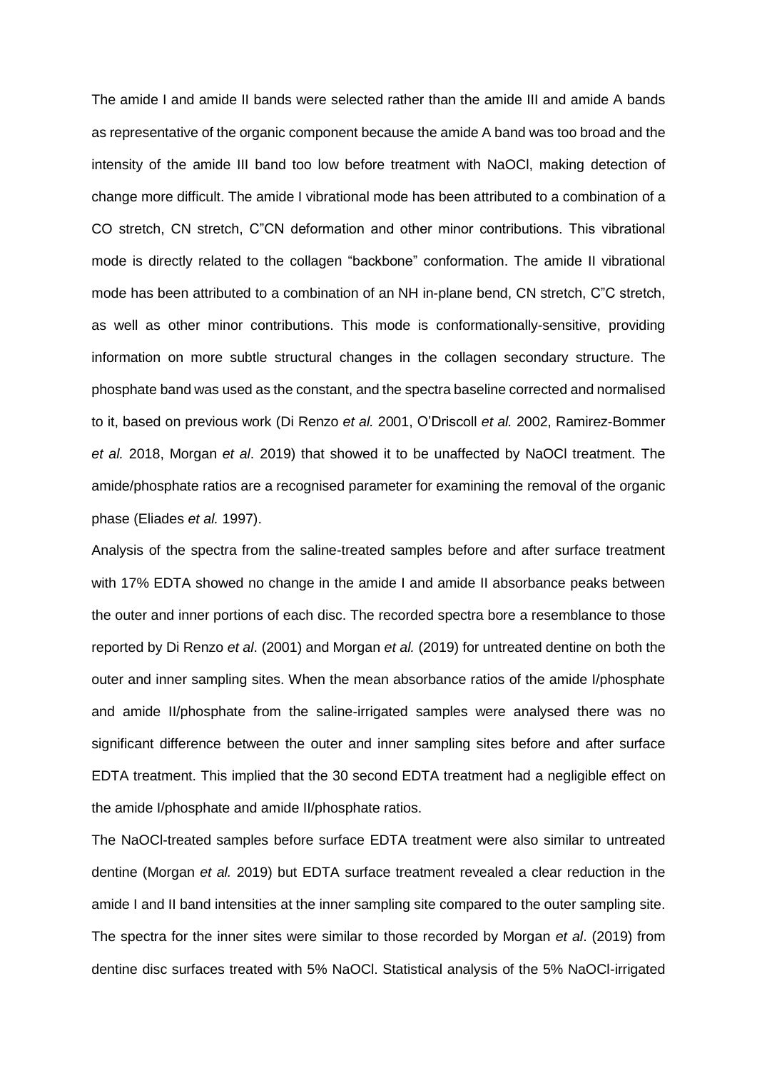The amide I and amide II bands were selected rather than the amide III and amide A bands as representative of the organic component because the amide A band was too broad and the intensity of the amide III band too low before treatment with NaOCl, making detection of change more difficult. The amide I vibrational mode has been attributed to a combination of a CO stretch, CN stretch, C"CN deformation and other minor contributions. This vibrational mode is directly related to the collagen "backbone" conformation. The amide II vibrational mode has been attributed to a combination of an NH in-plane bend, CN stretch, C"C stretch, as well as other minor contributions. This mode is conformationally-sensitive, providing information on more subtle structural changes in the collagen secondary structure. The phosphate band was used as the constant, and the spectra baseline corrected and normalised to it, based on previous work (Di Renzo *et al.* 2001, O'Driscoll *et al.* 2002, Ramirez-Bommer *et al.* 2018, Morgan *et al*. 2019) that showed it to be unaffected by NaOCl treatment. The amide/phosphate ratios are a recognised parameter for examining the removal of the organic phase (Eliades *et al.* 1997).

Analysis of the spectra from the saline-treated samples before and after surface treatment with 17% EDTA showed no change in the amide I and amide II absorbance peaks between the outer and inner portions of each disc. The recorded spectra bore a resemblance to those reported by Di Renzo *et al*. (2001) and Morgan *et al.* (2019) for untreated dentine on both the outer and inner sampling sites. When the mean absorbance ratios of the amide I/phosphate and amide II/phosphate from the saline-irrigated samples were analysed there was no significant difference between the outer and inner sampling sites before and after surface EDTA treatment. This implied that the 30 second EDTA treatment had a negligible effect on the amide I/phosphate and amide II/phosphate ratios.

The NaOCl-treated samples before surface EDTA treatment were also similar to untreated dentine (Morgan *et al.* 2019) but EDTA surface treatment revealed a clear reduction in the amide I and II band intensities at the inner sampling site compared to the outer sampling site. The spectra for the inner sites were similar to those recorded by Morgan *et al*. (2019) from dentine disc surfaces treated with 5% NaOCl. Statistical analysis of the 5% NaOCl-irrigated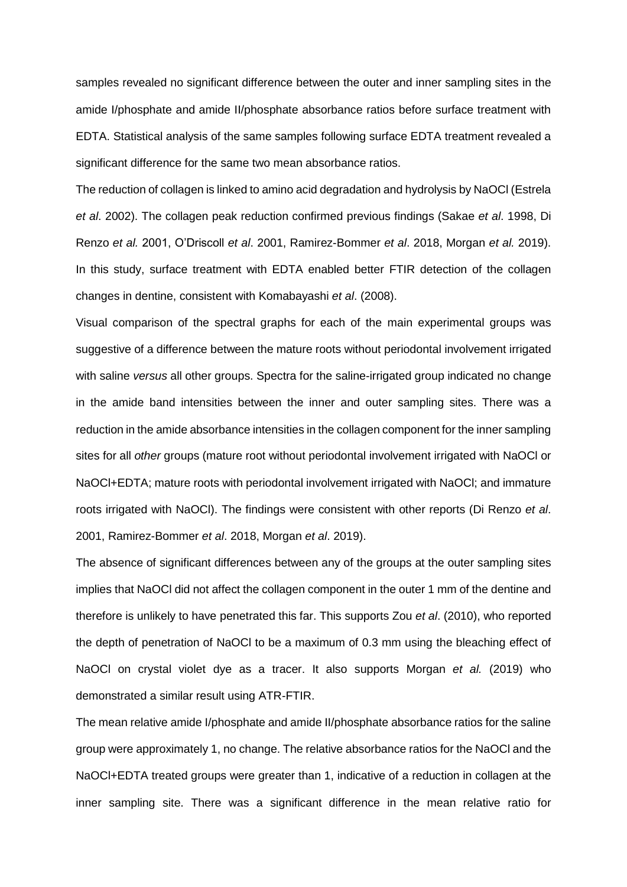samples revealed no significant difference between the outer and inner sampling sites in the amide I/phosphate and amide II/phosphate absorbance ratios before surface treatment with EDTA. Statistical analysis of the same samples following surface EDTA treatment revealed a significant difference for the same two mean absorbance ratios.

The reduction of collagen is linked to amino acid degradation and hydrolysis by NaOCl (Estrela *et al*. 2002). The collagen peak reduction confirmed previous findings (Sakae *et al*. 1998, Di Renzo *et al.* 2001, O'Driscoll *et al*. 2001, Ramirez-Bommer *et al*. 2018, Morgan *et al.* 2019). In this study, surface treatment with EDTA enabled better FTIR detection of the collagen changes in dentine, consistent with Komabayashi *et al*. (2008).

Visual comparison of the spectral graphs for each of the main experimental groups was suggestive of a difference between the mature roots without periodontal involvement irrigated with saline *versus* all other groups. Spectra for the saline-irrigated group indicated no change in the amide band intensities between the inner and outer sampling sites. There was a reduction in the amide absorbance intensities in the collagen component for the inner sampling sites for all *other* groups (mature root without periodontal involvement irrigated with NaOCl or NaOCl+EDTA; mature roots with periodontal involvement irrigated with NaOCl; and immature roots irrigated with NaOCl). The findings were consistent with other reports (Di Renzo *et al*. 2001, Ramirez-Bommer *et al*. 2018, Morgan *et al*. 2019).

The absence of significant differences between any of the groups at the outer sampling sites implies that NaOCl did not affect the collagen component in the outer 1 mm of the dentine and therefore is unlikely to have penetrated this far. This supports Zou *et al*. (2010), who reported the depth of penetration of NaOCl to be a maximum of 0.3 mm using the bleaching effect of NaOCl on crystal violet dye as a tracer. It also supports Morgan *et al.* (2019) who demonstrated a similar result using ATR-FTIR.

The mean relative amide I/phosphate and amide II/phosphate absorbance ratios for the saline group were approximately 1, no change. The relative absorbance ratios for the NaOCl and the NaOCl+EDTA treated groups were greater than 1, indicative of a reduction in collagen at the inner sampling site. There was a significant difference in the mean relative ratio for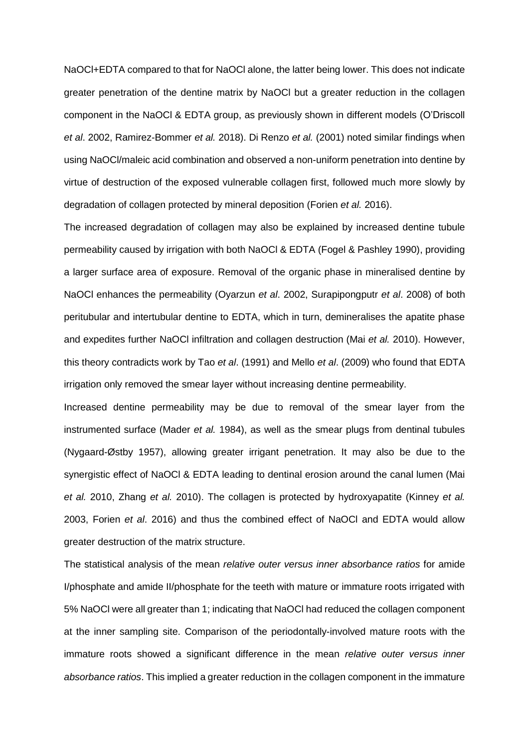NaOCl+EDTA compared to that for NaOCl alone, the latter being lower. This does not indicate greater penetration of the dentine matrix by NaOCl but a greater reduction in the collagen component in the NaOCl & EDTA group, as previously shown in different models (O'Driscoll *et al*. 2002, Ramirez-Bommer *et al.* 2018). Di Renzo *et al.* (2001) noted similar findings when using NaOCl/maleic acid combination and observed a non-uniform penetration into dentine by virtue of destruction of the exposed vulnerable collagen first, followed much more slowly by degradation of collagen protected by mineral deposition (Forien *et al.* 2016).

The increased degradation of collagen may also be explained by increased dentine tubule permeability caused by irrigation with both NaOCl & EDTA (Fogel & Pashley 1990), providing a larger surface area of exposure. Removal of the organic phase in mineralised dentine by NaOCl enhances the permeability (Oyarzun *et al*. 2002, Surapipongputr *et al*. 2008) of both peritubular and intertubular dentine to EDTA, which in turn, demineralises the apatite phase and expedites further NaOCl infiltration and collagen destruction (Mai *et al.* 2010). However, this theory contradicts work by Tao *et al*. (1991) and Mello *et al*. (2009) who found that EDTA irrigation only removed the smear layer without increasing dentine permeability.

Increased dentine permeability may be due to removal of the smear layer from the instrumented surface (Mader *et al.* 1984), as well as the smear plugs from dentinal tubules (Nygaard-Østby 1957), allowing greater irrigant penetration. It may also be due to the synergistic effect of NaOCl & EDTA leading to dentinal erosion around the canal lumen (Mai *et al.* 2010, Zhang *et al.* 2010). The collagen is protected by hydroxyapatite (Kinney *et al.* 2003, Forien *et al*. 2016) and thus the combined effect of NaOCl and EDTA would allow greater destruction of the matrix structure.

The statistical analysis of the mean *relative outer versus inner absorbance ratios* for amide I/phosphate and amide II/phosphate for the teeth with mature or immature roots irrigated with 5% NaOCl were all greater than 1; indicating that NaOCl had reduced the collagen component at the inner sampling site. Comparison of the periodontally-involved mature roots with the immature roots showed a significant difference in the mean *relative outer versus inner absorbance ratios*. This implied a greater reduction in the collagen component in the immature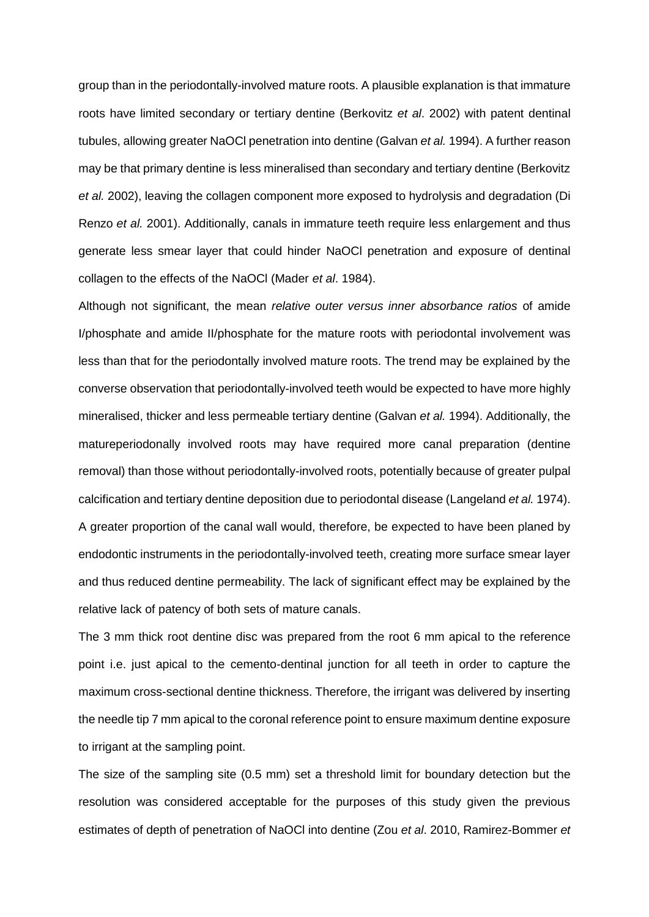group than in the periodontally-involved mature roots. A plausible explanation is that immature roots have limited secondary or tertiary dentine (Berkovitz *et al*. 2002) with patent dentinal tubules, allowing greater NaOCl penetration into dentine (Galvan *et al.* 1994). A further reason may be that primary dentine is less mineralised than secondary and tertiary dentine (Berkovitz *et al.* 2002), leaving the collagen component more exposed to hydrolysis and degradation (Di Renzo *et al.* 2001). Additionally, canals in immature teeth require less enlargement and thus generate less smear layer that could hinder NaOCl penetration and exposure of dentinal collagen to the effects of the NaOCl (Mader *et al*. 1984).

Although not significant, the mean *relative outer versus inner absorbance ratios* of amide I/phosphate and amide II/phosphate for the mature roots with periodontal involvement was less than that for the periodontally involved mature roots. The trend may be explained by the converse observation that periodontally-involved teeth would be expected to have more highly mineralised, thicker and less permeable tertiary dentine (Galvan *et al.* 1994). Additionally, the matureperiodonally involved roots may have required more canal preparation (dentine removal) than those without periodontally-involved roots, potentially because of greater pulpal calcification and tertiary dentine deposition due to periodontal disease (Langeland *et al.* 1974). A greater proportion of the canal wall would, therefore, be expected to have been planed by endodontic instruments in the periodontally-involved teeth, creating more surface smear layer and thus reduced dentine permeability. The lack of significant effect may be explained by the relative lack of patency of both sets of mature canals.

The 3 mm thick root dentine disc was prepared from the root 6 mm apical to the reference point i.e. just apical to the cemento-dentinal junction for all teeth in order to capture the maximum cross-sectional dentine thickness. Therefore, the irrigant was delivered by inserting the needle tip 7 mm apical to the coronal reference point to ensure maximum dentine exposure to irrigant at the sampling point.

The size of the sampling site (0.5 mm) set a threshold limit for boundary detection but the resolution was considered acceptable for the purposes of this study given the previous estimates of depth of penetration of NaOCl into dentine (Zou *et al*. 2010, Ramirez-Bommer *et*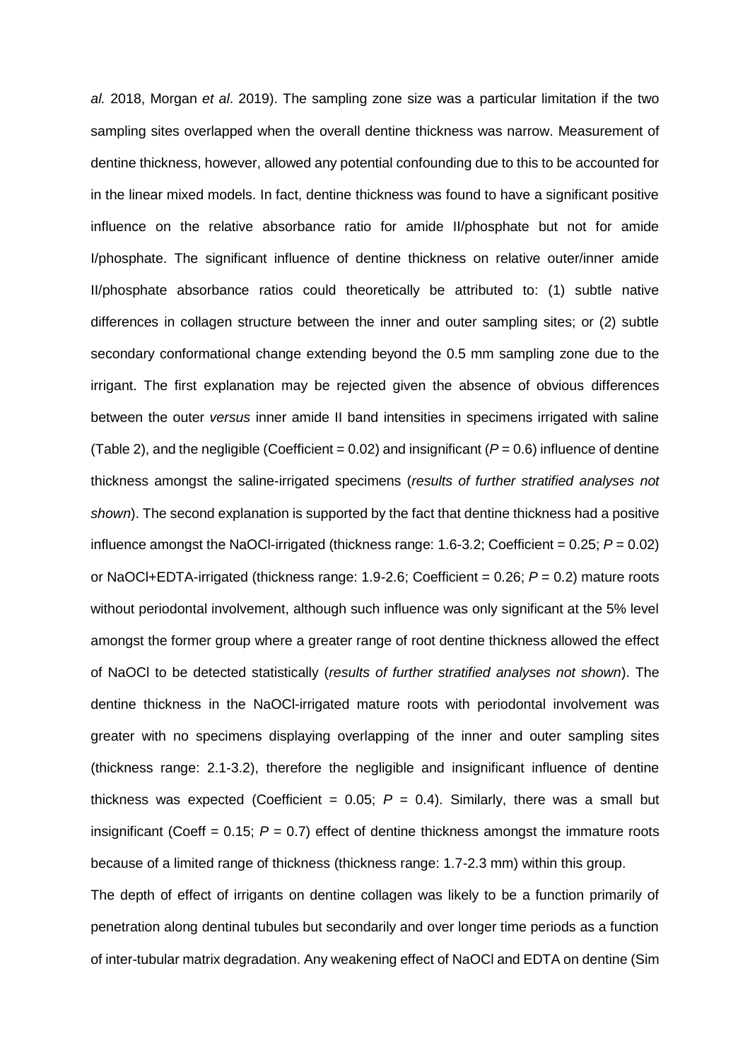*al.* 2018, Morgan *et al*. 2019). The sampling zone size was a particular limitation if the two sampling sites overlapped when the overall dentine thickness was narrow. Measurement of dentine thickness, however, allowed any potential confounding due to this to be accounted for in the linear mixed models. In fact, dentine thickness was found to have a significant positive influence on the relative absorbance ratio for amide II/phosphate but not for amide I/phosphate. The significant influence of dentine thickness on relative outer/inner amide II/phosphate absorbance ratios could theoretically be attributed to: (1) subtle native differences in collagen structure between the inner and outer sampling sites; or (2) subtle secondary conformational change extending beyond the 0.5 mm sampling zone due to the irrigant. The first explanation may be rejected given the absence of obvious differences between the outer *versus* inner amide II band intensities in specimens irrigated with saline (Table 2), and the negligible (Coefficient = 0.02) and insignificant ($P$ = 0.6) influence of dentine thickness amongst the saline-irrigated specimens (*results of further stratified analyses not shown*). The second explanation is supported by the fact that dentine thickness had a positive influence amongst the NaOCl-irrigated (thickness range: 1.6-3.2; Coefficient = 0.25; $P$ = 0.02) or NaOCl+EDTA-irrigated (thickness range: 1.9-2.6; Coefficient = 0.26; $P$ = 0.2) mature roots without periodontal involvement, although such influence was only significant at the 5% level amongst the former group where a greater range of root dentine thickness allowed the effect of NaOCl to be detected statistically (*results of further stratified analyses not shown*). The dentine thickness in the NaOCl-irrigated mature roots with periodontal involvement was greater with no specimens displaying overlapping of the inner and outer sampling sites (thickness range: 2.1-3.2), therefore the negligible and insignificant influence of dentine thickness was expected (Coefficient = 0.05; $P$ = 0.4). Similarly, there was a small but insignificant (Coeff = 0.15; $P$ = 0.7) effect of dentine thickness amongst the immature roots because of a limited range of thickness (thickness range: 1.7-2.3 mm) within this group.

The depth of effect of irrigants on dentine collagen was likely to be a function primarily of penetration along dentinal tubules but secondarily and over longer time periods as a function of inter-tubular matrix degradation. Any weakening effect of NaOCl and EDTA on dentine (Sim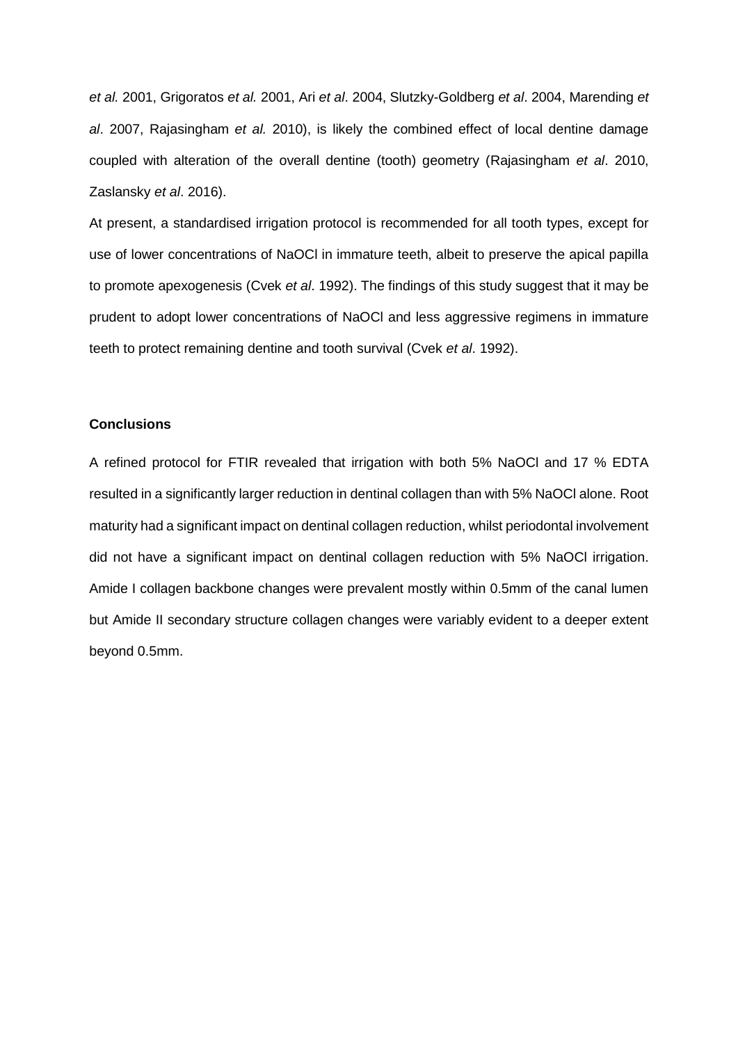*et al.* 2001, Grigoratos *et al.* 2001, Ari *et al*. 2004, Slutzky-Goldberg *et al*. 2004, Marending *et al*. 2007, Rajasingham *et al.* 2010), is likely the combined effect of local dentine damage coupled with alteration of the overall dentine (tooth) geometry (Rajasingham *et al*. 2010, Zaslansky *et al*. 2016).

At present, a standardised irrigation protocol is recommended for all tooth types, except for use of lower concentrations of NaOCl in immature teeth, albeit to preserve the apical papilla to promote apexogenesis (Cvek *et al*. 1992). The findings of this study suggest that it may be prudent to adopt lower concentrations of NaOCl and less aggressive regimens in immature teeth to protect remaining dentine and tooth survival (Cvek *et al*. 1992).

**Conclusions**

A refined protocol for FTIR revealed that irrigation with both 5% NaOCl and 17 % EDTA resulted in a significantly larger reduction in dentinal collagen than with 5% NaOCl alone. Root maturity had a significant impact on dentinal collagen reduction, whilst periodontal involvement did not have a significant impact on dentinal collagen reduction with 5% NaOCl irrigation. Amide I collagen backbone changes were prevalent mostly within 0.5mm of the canal lumen but Amide II secondary structure collagen changes were variably evident to a deeper extent beyond 0.5mm.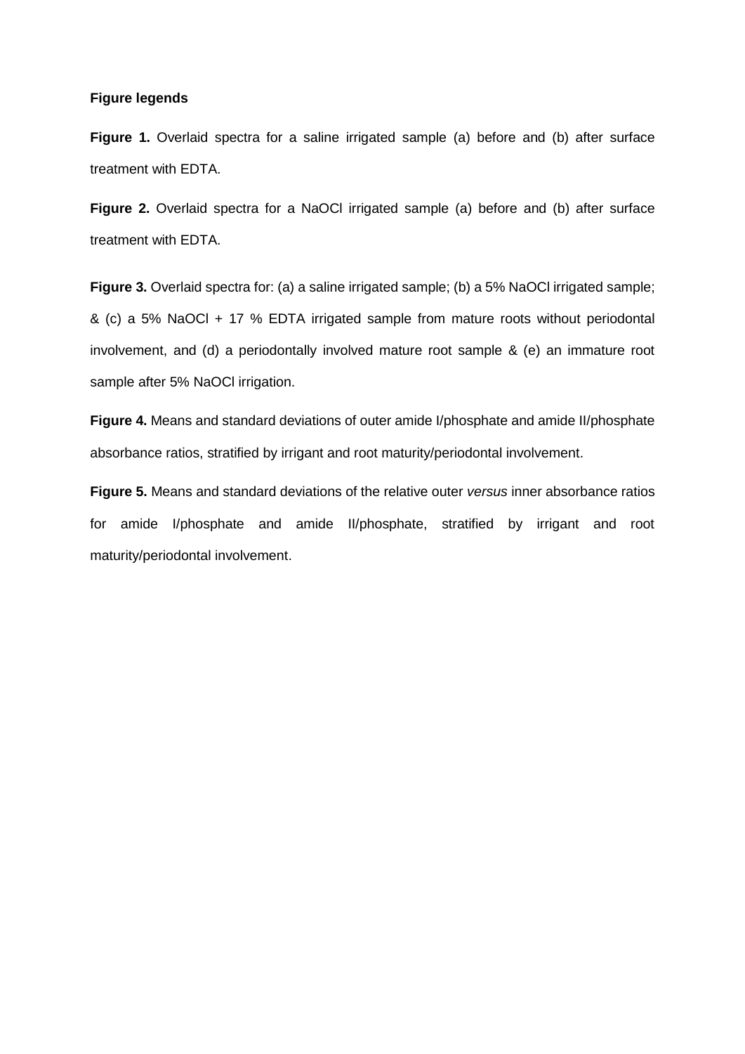**Figure legends**

**Figure 1.** Overlaid spectra for a saline irrigated sample (a) before and (b) after surface treatment with EDTA.

**Figure 2.** Overlaid spectra for a NaOCl irrigated sample (a) before and (b) after surface treatment with EDTA.

**Figure 3.** Overlaid spectra for: (a) a saline irrigated sample; (b) a 5% NaOCl irrigated sample; & (c) a 5% NaOCl + 17 % EDTA irrigated sample from mature roots without periodontal involvement, and (d) a periodontally involved mature root sample & (e) an immature root sample after 5% NaOCl irrigation.

**Figure 4.** Means and standard deviations of outer amide I/phosphate and amide II/phosphate absorbance ratios, stratified by irrigant and root maturity/periodontal involvement.

**Figure 5.** Means and standard deviations of the relative outer *versus* inner absorbance ratios for amide I/phosphate and amide II/phosphate, stratified by irrigant and root maturity/periodontal involvement.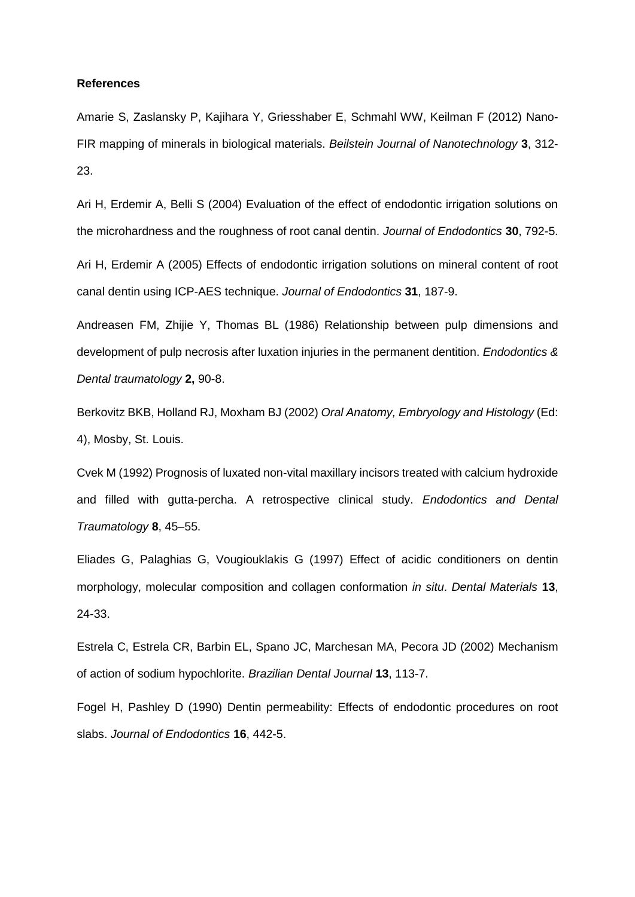**References**

Amarie S, Zaslansky P, Kajihara Y, Griesshaber E, Schmahl WW, Keilman F (2012) Nano-FIR mapping of minerals in biological materials. *Beilstein Journal of Nanotechnology* **3**, 312-23.

Ari H, Erdemir A, Belli S (2004) Evaluation of the effect of endodontic irrigation solutions on the microhardness and the roughness of root canal dentin. *Journal of Endodontics* **30**, 792-5.

Ari H, Erdemir A (2005) Effects of endodontic irrigation solutions on mineral content of root canal dentin using ICP-AES technique. *Journal of Endodontics* **31**, 187-9.

Andreasen FM, Zhijie Y, Thomas BL (1986) Relationship between pulp dimensions and development of pulp necrosis after luxation injuries in the permanent dentition. *Endodontics & Dental traumatology* **2,** 90-8.

Berkovitz BKB, Holland RJ, Moxham BJ (2002) *Oral Anatomy, Embryology and Histology* (Ed: 4), Mosby, St. Louis.

Cvek M (1992) Prognosis of luxated non-vital maxillary incisors treated with calcium hydroxide and filled with gutta-percha. A retrospective clinical study. *Endodontics and Dental Traumatology* **8**, 45–55.

Eliades G, Palaghias G, Vougiouklakis G (1997) Effect of acidic conditioners on dentin morphology, molecular composition and collagen conformation *in situ*. *Dental Materials* **13**, 24-33.

Estrela C, Estrela CR, Barbin EL, Spano JC, Marchesan MA, Pecora JD (2002) Mechanism of action of sodium hypochlorite. *Brazilian Dental Journal* **13**, 113-7.

Fogel H, Pashley D (1990) Dentin permeability: Effects of endodontic procedures on root slabs. *Journal of Endodontics* **16**, 442-5.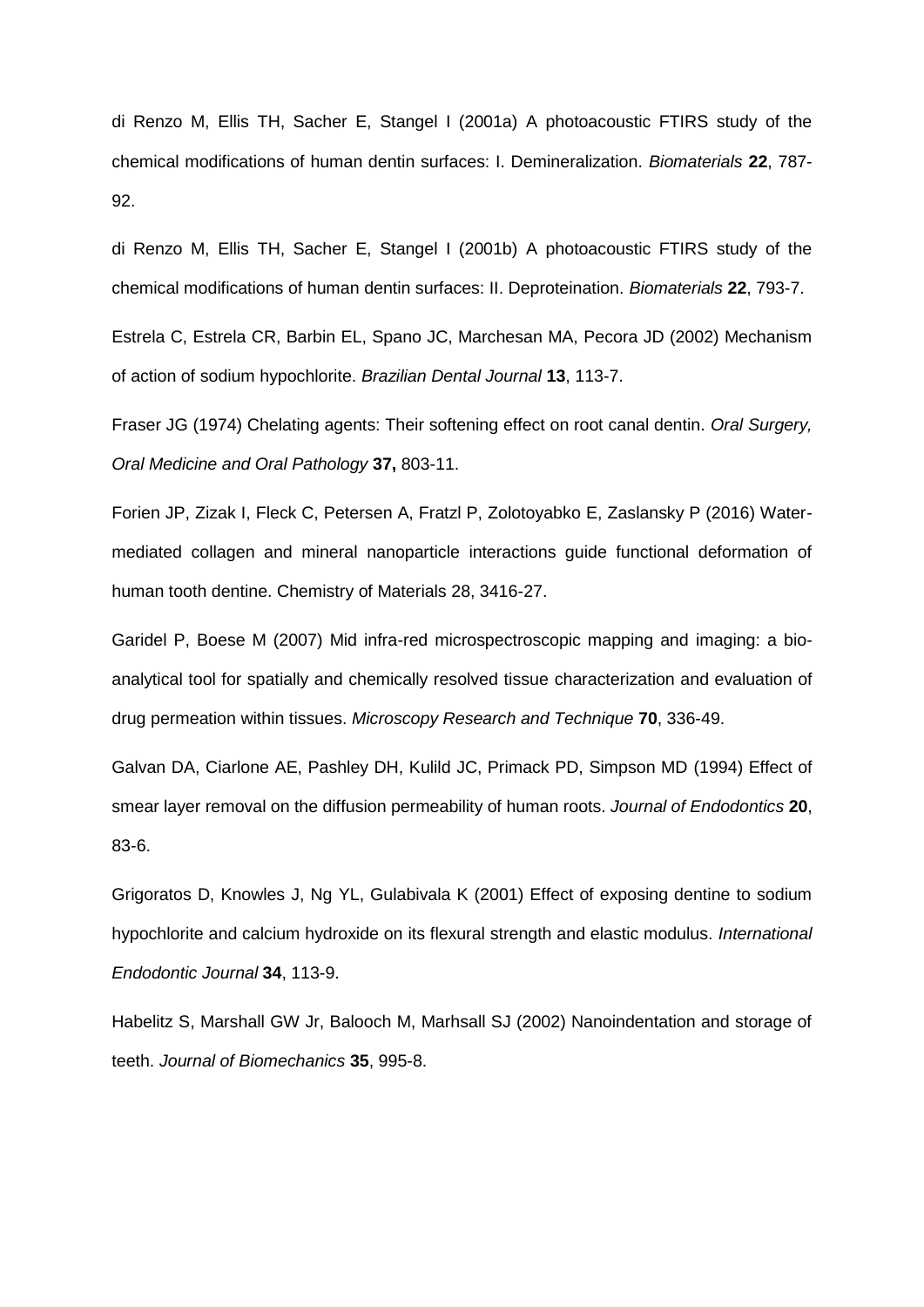di Renzo M, Ellis TH, Sacher E, Stangel I (2001a) A photoacoustic FTIRS study of the chemical modifications of human dentin surfaces: I. Demineralization. *Biomaterials* **22**, 787-92.

di Renzo M, Ellis TH, Sacher E, Stangel I (2001b) A photoacoustic FTIRS study of the chemical modifications of human dentin surfaces: II. Deproteination. *Biomaterials* **22**, 793-7.

Estrela C, Estrela CR, Barbin EL, Spano JC, Marchesan MA, Pecora JD (2002) Mechanism of action of sodium hypochlorite. *Brazilian Dental Journal* **13**, 113-7.

Fraser JG (1974) Chelating agents: Their softening effect on root canal dentin. *Oral Surgery, Oral Medicine and Oral Pathology* **37,** 803-11.

Forien JP, Zizak I, Fleck C, Petersen A, Fratzl P, Zolotoyabko E, Zaslansky P (2016) Water-mediated collagen and mineral nanoparticle interactions guide functional deformation of human tooth dentine. Chemistry of Materials 28, 3416-27.

Garidel P, Boese M (2007) Mid infra-red microspectroscopic mapping and imaging: a bio-analytical tool for spatially and chemically resolved tissue characterization and evaluation of drug permeation within tissues. *Microscopy Research and Technique* **70**, 336-49.

Galvan DA, Ciarlone AE, Pashley DH, Kulild JC, Primack PD, Simpson MD (1994) Effect of smear layer removal on the diffusion permeability of human roots. *Journal of Endodontics* **20**, 83-6.

Grigoratos D, Knowles J, Ng YL, Gulabivala K (2001) Effect of exposing dentine to sodium hypochlorite and calcium hydroxide on its flexural strength and elastic modulus. *International Endodontic Journal* **34**, 113-9.

Habelitz S, Marshall GW Jr, Balooch M, Marhsall SJ (2002) Nanoindentation and storage of teeth. *Journal of Biomechanics* **35**, 995-8.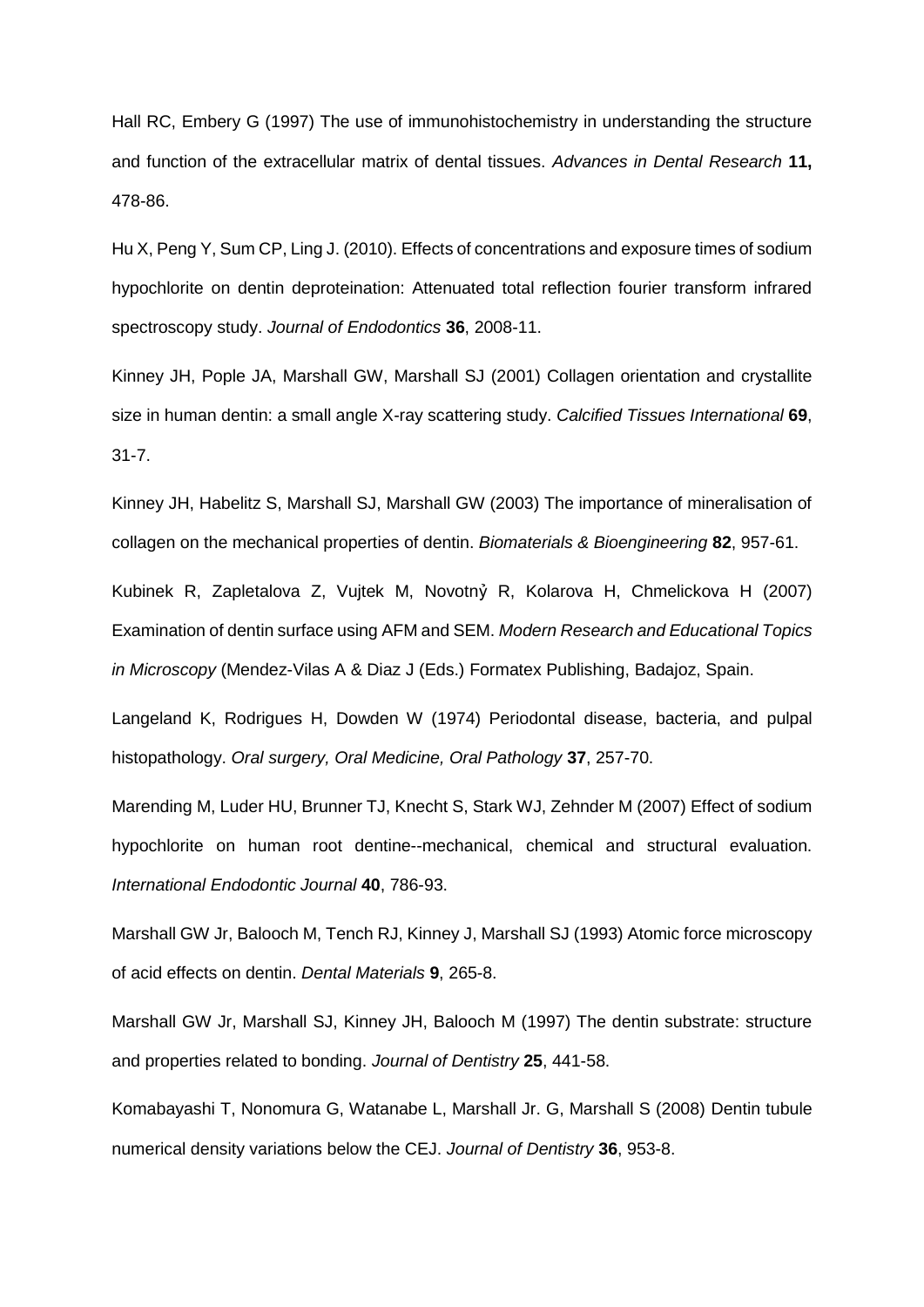Hall RC, Embery G (1997) The use of immunohistochemistry in understanding the structure and function of the extracellular matrix of dental tissues. *Advances in Dental Research* **11,** 478-86.

Hu X, Peng Y, Sum CP, Ling J. (2010). Effects of concentrations and exposure times of sodium hypochlorite on dentin deproteination: Attenuated total reflection fourier transform infrared spectroscopy study. *Journal of Endodontics* **36**, 2008-11.

Kinney JH, Pople JA, Marshall GW, Marshall SJ (2001) Collagen orientation and crystallite size in human dentin: a small angle X-ray scattering study. *Calcified Tissues International* **69**, 31-7.

Kinney JH, Habelitz S, Marshall SJ, Marshall GW (2003) The importance of mineralisation of collagen on the mechanical properties of dentin. *Biomaterials & Bioengineering* **82**, 957-61.

Kubinek R, Zapletalova Z, Vujtek M, Novotný R, Kolarova H, Chmelickova H (2007) Examination of dentin surface using AFM and SEM. *Modern Research and Educational Topics in Microscopy* (Mendez-Vilas A & Diaz J (Eds.) Formatex Publishing, Badajoz, Spain.

Langeland K, Rodrigues H, Dowden W (1974) Periodontal disease, bacteria, and pulpal histopathology. *Oral surgery, Oral Medicine, Oral Pathology* **37**, 257-70.

Marending M, Luder HU, Brunner TJ, Knecht S, Stark WJ, Zehnder M (2007) Effect of sodium hypochlorite on human root dentine--mechanical, chemical and structural evaluation. *International Endodontic Journal* **40**, 786-93.

Marshall GW Jr, Balooch M, Tench RJ, Kinney J, Marshall SJ (1993) Atomic force microscopy of acid effects on dentin. *Dental Materials* **9**, 265-8.

Marshall GW Jr, Marshall SJ, Kinney JH, Balooch M (1997) The dentin substrate: structure and properties related to bonding. *Journal of Dentistry* **25**, 441-58.

Komabayashi T, Nonomura G, Watanabe L, Marshall Jr. G, Marshall S (2008) Dentin tubule numerical density variations below the CEJ. *Journal of Dentistry* **36**, 953-8.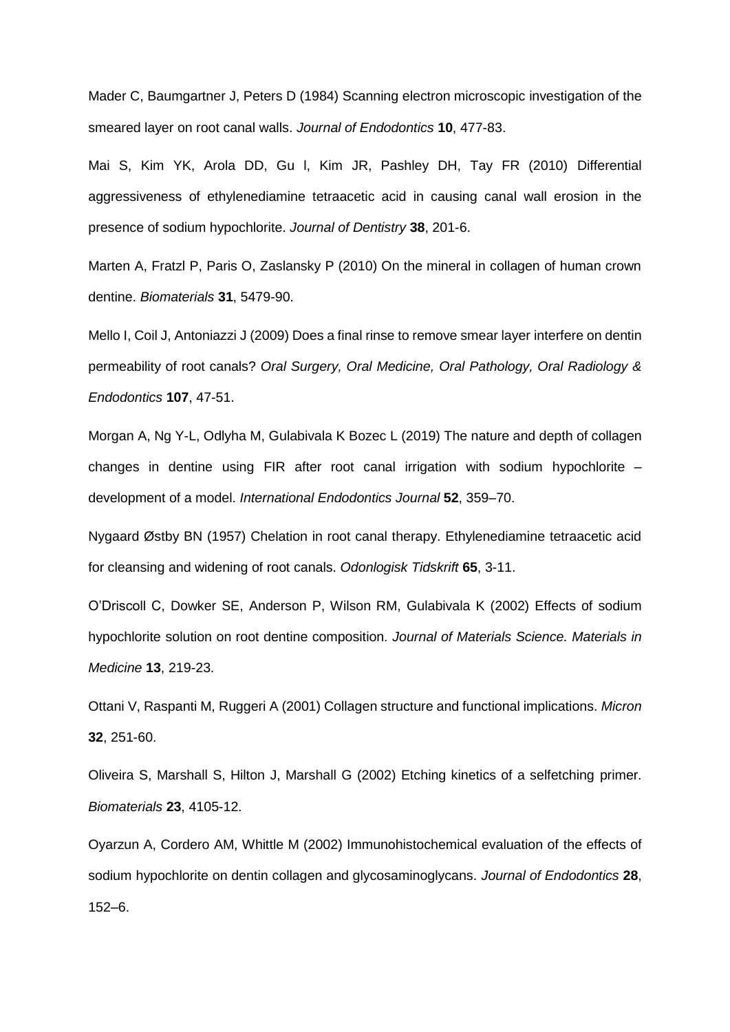Mader C, Baumgartner J, Peters D (1984) Scanning electron microscopic investigation of the smeared layer on root canal walls. *Journal of Endodontics* **10**, 477-83.

Mai S, Kim YK, Arola DD, Gu l, Kim JR, Pashley DH, Tay FR (2010) Differential aggressiveness of ethylenediamine tetraacetic acid in causing canal wall erosion in the presence of sodium hypochlorite. *Journal of Dentistry* **38**, 201-6.

Marten A, Fratzl P, Paris O, Zaslansky P (2010) On the mineral in collagen of human crown dentine. *Biomaterials* **31**, 5479-90.

Mello I, Coil J, Antoniazzi J (2009) Does a final rinse to remove smear layer interfere on dentin permeability of root canals? *Oral Surgery, Oral Medicine, Oral Pathology, Oral Radiology & Endodontics* **107**, 47-51.

Morgan A, Ng Y-L, Odlyha M, Gulabivala K Bozec L (2019) The nature and depth of collagen changes in dentine using FIR after root canal irrigation with sodium hypochlorite – development of a model. *International Endodontics Journal* **52**, 359–70.

Nygaard Østby BN (1957) Chelation in root canal therapy. Ethylenediamine tetraacetic acid for cleansing and widening of root canals. *Odonlogisk Tidskrift* **65**, 3-11.

O'Driscoll C, Dowker SE, Anderson P, Wilson RM, Gulabivala K (2002) Effects of sodium hypochlorite solution on root dentine composition. *Journal of Materials Science. Materials in Medicine* **13**, 219-23.

Ottani V, Raspanti M, Ruggeri A (2001) Collagen structure and functional implications. *Micron* **32**, 251-60.

Oliveira S, Marshall S, Hilton J, Marshall G (2002) Etching kinetics of a selfetching primer. *Biomaterials* **23**, 4105-12.

Oyarzun A, Cordero AM, Whittle M (2002) Immunohistochemical evaluation of the effects of sodium hypochlorite on dentin collagen and glycosaminoglycans. *Journal of Endodontics* **28**, 152–6.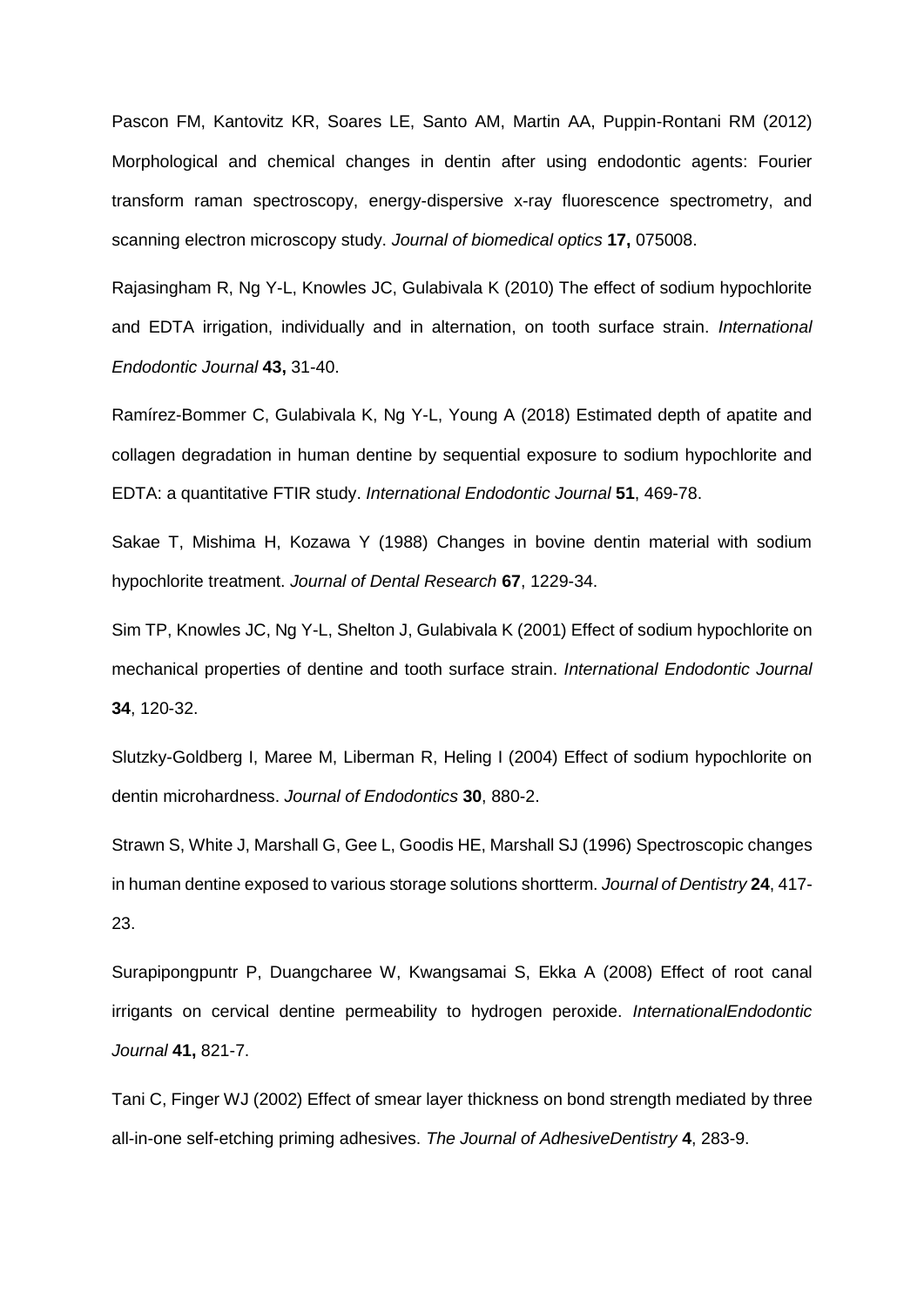Pascon FM, Kantovitz KR, Soares LE, Santo AM, Martin AA, Puppin-Rontani RM (2012) Morphological and chemical changes in dentin after using endodontic agents: Fourier transform raman spectroscopy, energy-dispersive x-ray fluorescence spectrometry, and scanning electron microscopy study. *Journal of biomedical optics* **17,** 075008.

Rajasingham R, Ng Y-L, Knowles JC, Gulabivala K (2010) The effect of sodium hypochlorite and EDTA irrigation, individually and in alternation, on tooth surface strain. *International Endodontic Journal* **43,** 31-40.

Ramírez-Bommer C, Gulabivala K, Ng Y-L, Young A (2018) Estimated depth of apatite and collagen degradation in human dentine by sequential exposure to sodium hypochlorite and EDTA: a quantitative FTIR study. *International Endodontic Journal* **51**, 469-78.

Sakae T, Mishima H, Kozawa Y (1988) Changes in bovine dentin material with sodium hypochlorite treatment. *Journal of Dental Research* **67**, 1229-34.

Sim TP, Knowles JC, Ng Y-L, Shelton J, Gulabivala K (2001) Effect of sodium hypochlorite on mechanical properties of dentine and tooth surface strain. *International Endodontic Journal* **34**, 120-32.

Slutzky-Goldberg I, Maree M, Liberman R, Heling I (2004) Effect of sodium hypochlorite on dentin microhardness. *Journal of Endodontics* **30**, 880-2.

Strawn S, White J, Marshall G, Gee L, Goodis HE, Marshall SJ (1996) Spectroscopic changes in human dentine exposed to various storage solutions shortterm. *Journal of Dentistry* **24**, 417-23.

Surapipongpuntr P, Duangcharee W, Kwangsamai S, Ekka A (2008) Effect of root canal irrigants on cervical dentine permeability to hydrogen peroxide. *InternationalEndodontic Journal* **41,** 821-7.

Tani C, Finger WJ (2002) Effect of smear layer thickness on bond strength mediated by three all-in-one self-etching priming adhesives. *The Journal of AdhesiveDentistry* **4**, 283-9.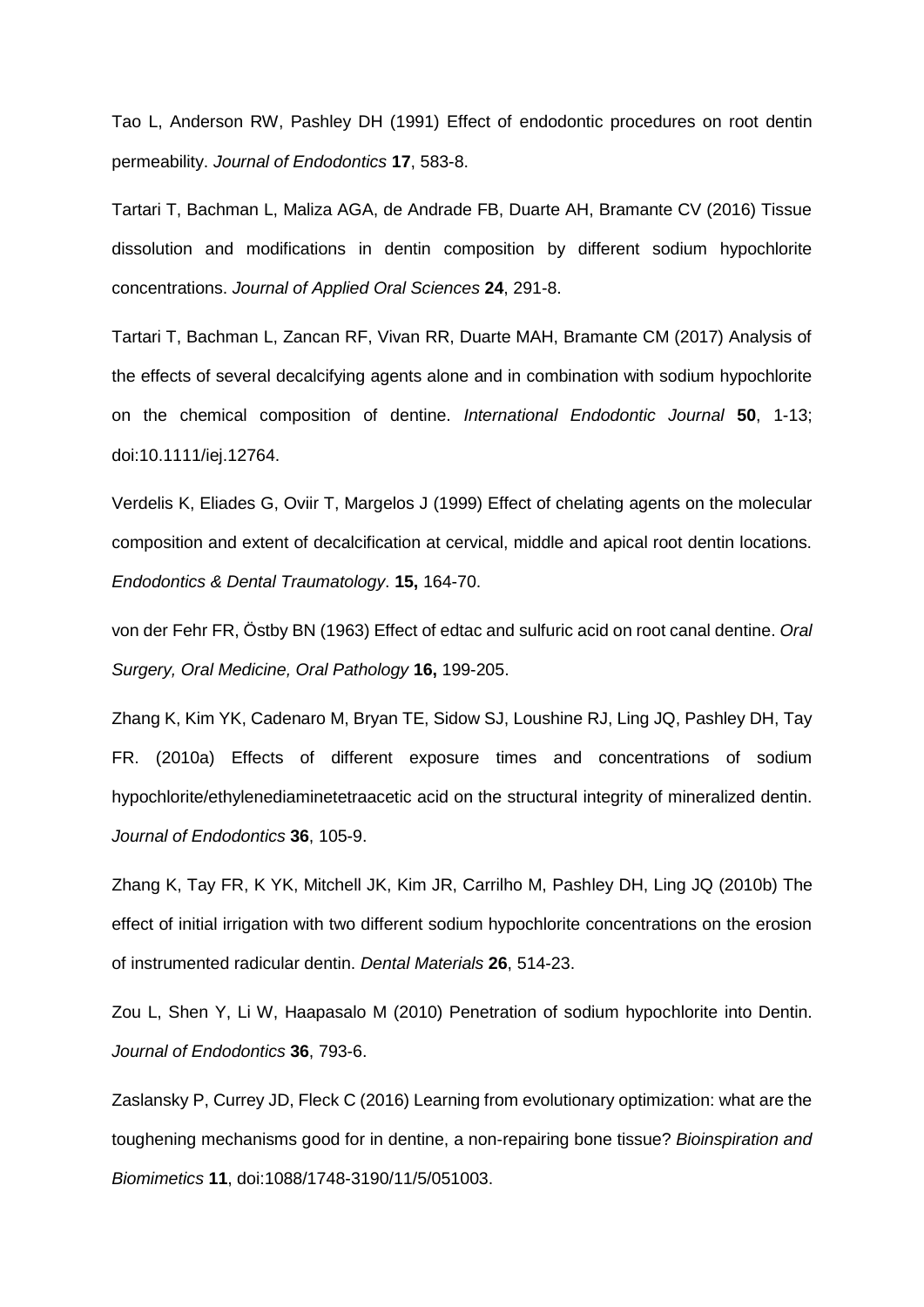Tao L, Anderson RW, Pashley DH (1991) Effect of endodontic procedures on root dentin permeability. *Journal of Endodontics* **17**, 583-8.

Tartari T, Bachman L, Maliza AGA, de Andrade FB, Duarte AH, Bramante CV (2016) Tissue dissolution and modifications in dentin composition by different sodium hypochlorite concentrations. *Journal of Applied Oral Sciences* **24**, 291-8.

Tartari T, Bachman L, Zancan RF, Vivan RR, Duarte MAH, Bramante CM (2017) Analysis of the effects of several decalcifying agents alone and in combination with sodium hypochlorite on the chemical composition of dentine. *International Endodontic Journal* **50**, 1-13; doi:10.1111/iej.12764.

Verdelis K, Eliades G, Oviir T, Margelos J (1999) Effect of chelating agents on the molecular composition and extent of decalcification at cervical, middle and apical root dentin locations. *Endodontics & Dental Traumatology*. **15,** 164-70.

von der Fehr FR, Östby BN (1963) Effect of edtac and sulfuric acid on root canal dentine. *Oral Surgery, Oral Medicine, Oral Pathology* **16,** 199-205.

Zhang K, Kim YK, Cadenaro M, Bryan TE, Sidow SJ, Loushine RJ, Ling JQ, Pashley DH, Tay FR. (2010a) Effects of different exposure times and concentrations of sodium hypochlorite/ethylenediaminetetraacetic acid on the structural integrity of mineralized dentin. *Journal of Endodontics* **36**, 105-9.

Zhang K, Tay FR, K YK, Mitchell JK, Kim JR, Carrilho M, Pashley DH, Ling JQ (2010b) The effect of initial irrigation with two different sodium hypochlorite concentrations on the erosion of instrumented radicular dentin. *Dental Materials* **26**, 514-23.

Zou L, Shen Y, Li W, Haapasalo M (2010) Penetration of sodium hypochlorite into Dentin. *Journal of Endodontics* **36**, 793-6.

Zaslansky P, Currey JD, Fleck C (2016) Learning from evolutionary optimization: what are the toughening mechanisms good for in dentine, a non-repairing bone tissue? *Bioinspiration and Biomimetics* **11**, doi:1088/1748-3190/11/5/051003.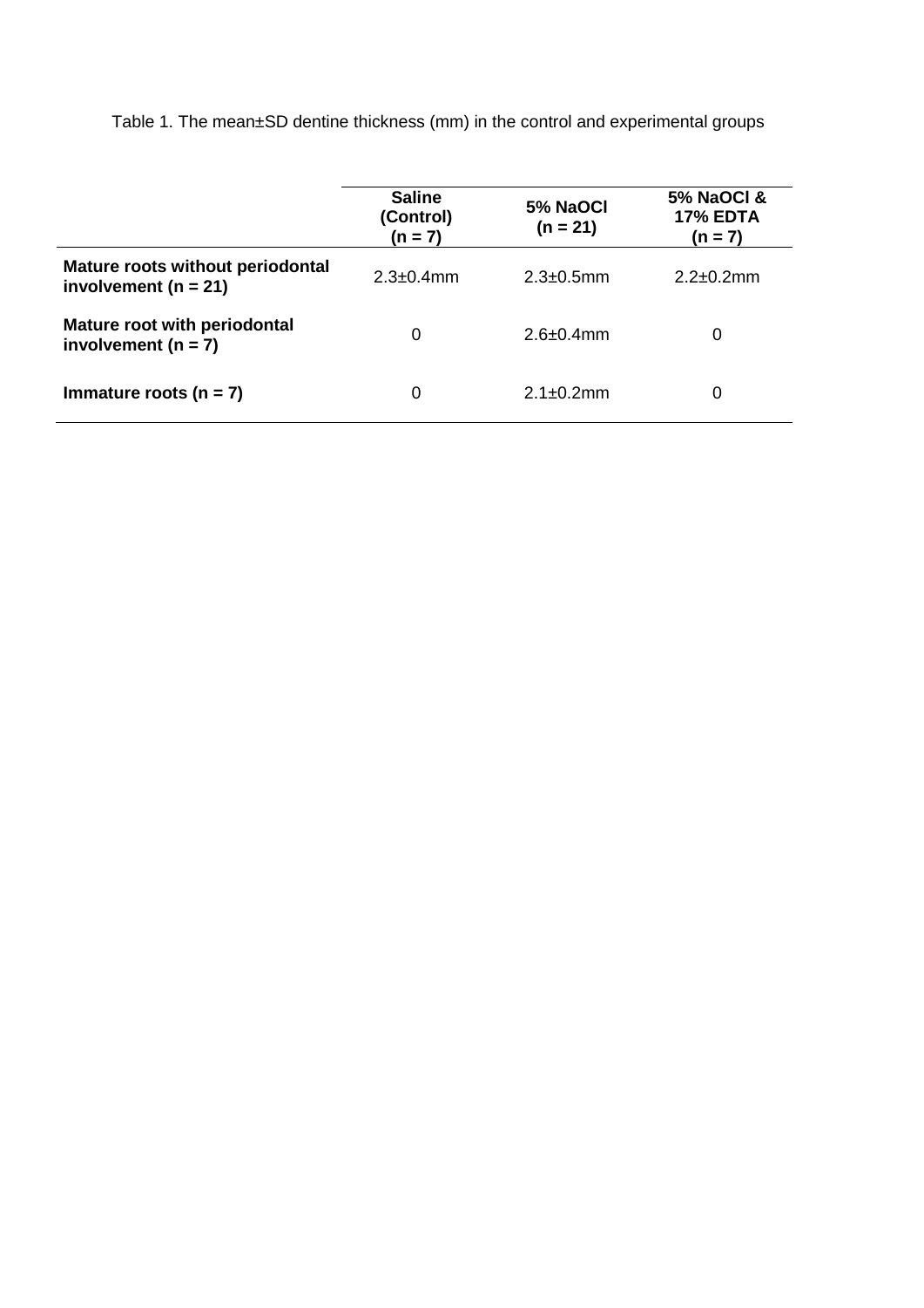Table 1. The mean±SD dentine thickness (mm) in the control and experimental groups

| | **Saline (Control) (n = 7)** | **5% NaOCl (n = 21)** | **5% NaOCl & 17% EDTA (n = 7)** |
|---|---|---|---|
| **Mature roots without periodontal involvement (n = 21)** | 2.3±0.4mm | 2.3±0.5mm | 2.2±0.2mm |
| **Mature root with periodontal involvement (n = 7)** | 0 | 2.6±0.4mm | 0 |
| **Immature roots (n = 7)** | 0 | 2.1±0.2mm | 0 |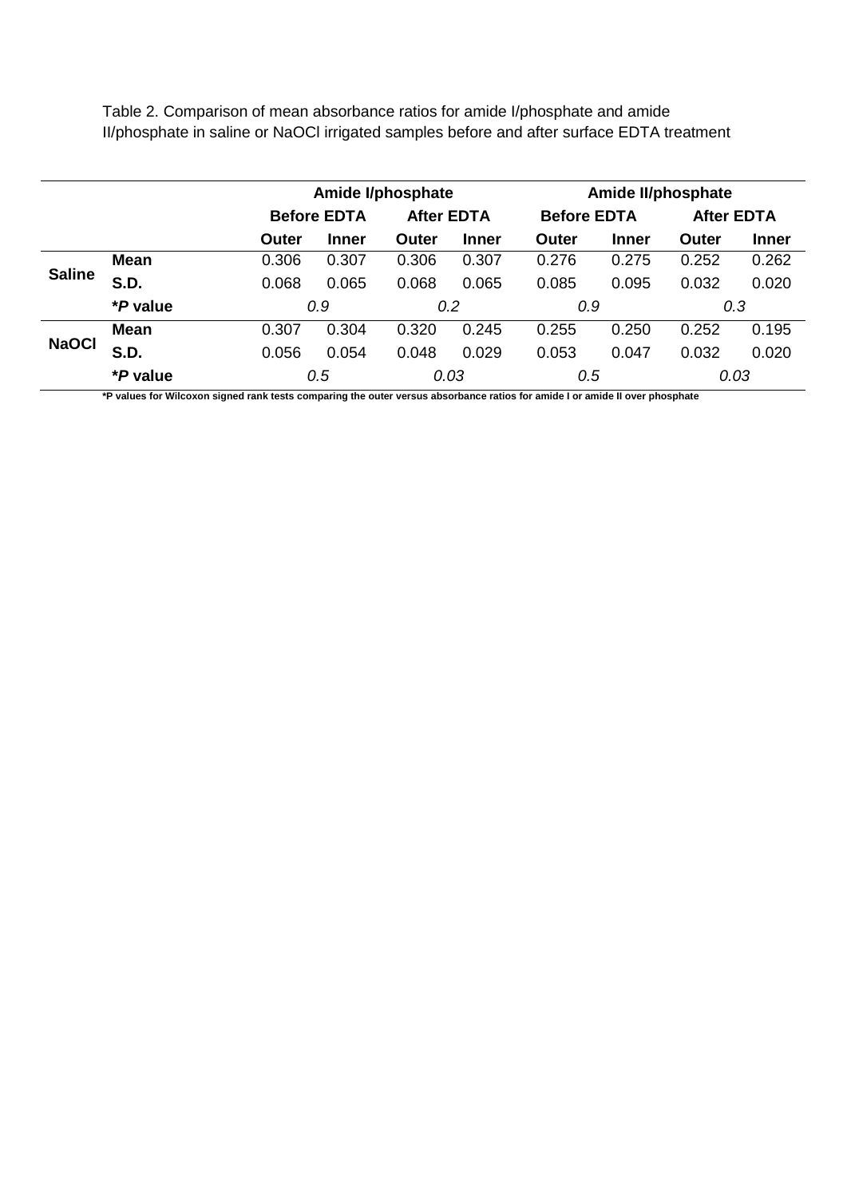Table 2. Comparison of mean absorbance ratios for amide I/phosphate and amide II/phosphate in saline or NaOCl irrigated samples before and after surface EDTA treatment

| | | Amide I/phosphate | | | | Amide II/phosphate | | | |
|---|---|---|---|---|---|---|---|---|---|
| | | Before EDTA | | After EDTA | | Before EDTA | | After EDTA | |
| | | Outer | Inner | Outer | Inner | Outer | Inner | Outer | Inner |
| **Saline** | **Mean** | 0.306 | 0.307 | 0.306 | 0.307 | 0.276 | 0.275 | 0.252 | 0.262 |
| | **S.D.** | 0.068 | 0.065 | 0.068 | 0.065 | 0.085 | 0.095 | 0.032 | 0.020 |
| | **\*P value** | *0.9* | | *0.2* | | *0.9* | | *0.3* | |
| **NaOCl** | **Mean** | 0.307 | 0.304 | 0.320 | 0.245 | 0.255 | 0.250 | 0.252 | 0.195 |
| | **S.D.** | 0.056 | 0.054 | 0.048 | 0.029 | 0.053 | 0.047 | 0.032 | 0.020 |
| | **\*P value** | *0.5* | | *0.03* | | *0.5* | | *0.03* | |

**\*P values for Wilcoxon signed rank tests comparing the outer versus absorbance ratios for amide I or amide II over phosphate**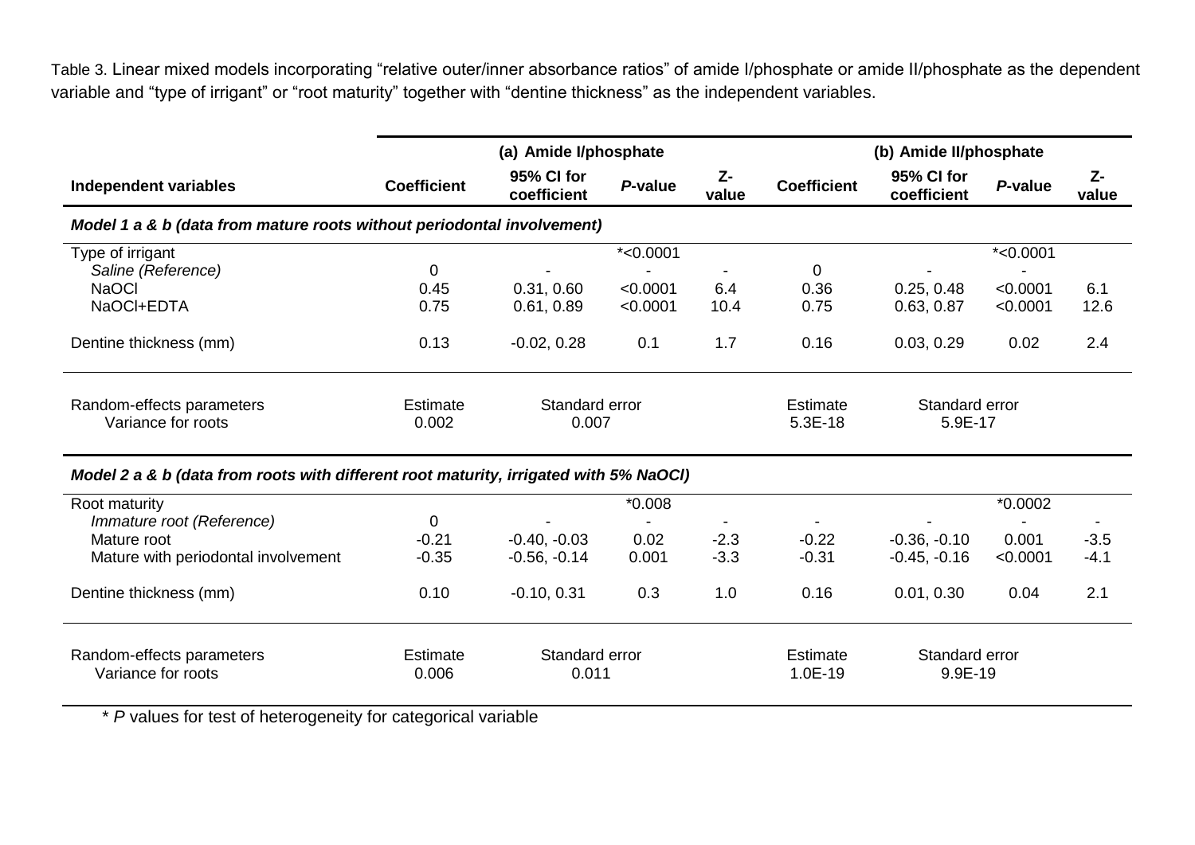Table 3. Linear mixed models incorporating "relative outer/inner absorbance ratios" of amide I/phosphate or amide II/phosphate as the dependent variable and "type of irrigant" or "root maturity" together with "dentine thickness" as the independent variables.

| | (a) Amide I/phosphate | | | | (b) Amide II/phosphate | | | |
|---|---|---|---|---|---|---|---|---|
| **Independent variables** | **Coefficient** | **95% CI for coefficient** | ***P*-value** | **Z-value** | **Coefficient** | **95% CI for coefficient** | ***P*-value** | **Z-value** |
| ***Model 1 a & b (data from mature roots without periodontal involvement)*** | | | | | | | | |
| Type of irrigant | | | *<0.0001 | | | | *<0.0001 | |
| *Saline (Reference)* | 0 | - | - | - | 0 | - | - | |
| NaOCl | 0.45 | 0.31, 0.60 | <0.0001 | 6.4 | 0.36 | 0.25, 0.48 | <0.0001 | 6.1 |
| NaOCl+EDTA | 0.75 | 0.61, 0.89 | <0.0001 | 10.4 | 0.75 | 0.63, 0.87 | <0.0001 | 12.6 |
| Dentine thickness (mm) | 0.13 | -0.02, 0.28 | 0.1 | 1.7 | 0.16 | 0.03, 0.29 | 0.02 | 2.4 |
| Random-effects parameters | Estimate | Standard error | | | Estimate | Standard error | | |
| Variance for roots | 0.002 | 0.007 | | | 5.3E-18 | 5.9E-17 | | |
| ***Model 2 a & b (data from roots with different root maturity, irrigated with 5% NaOCl)*** | | | | | | | | |
| Root maturity | | | *0.008 | | | | *0.0002 | |
| *Immature root (Reference)* | 0 | - | - | - | - | - | - | - |
| Mature root | -0.21 | -0.40, -0.03 | 0.02 | -2.3 | -0.22 | -0.36, -0.10 | 0.001 | -3.5 |
| Mature with periodontal involvement | -0.35 | -0.56, -0.14 | 0.001 | -3.3 | -0.31 | -0.45, -0.16 | <0.0001 | -4.1 |
| Dentine thickness (mm) | 0.10 | -0.10, 0.31 | 0.3 | 1.0 | 0.16 | 0.01, 0.30 | 0.04 | 2.1 |
| Random-effects parameters | Estimate | Standard error | | | Estimate | Standard error | | |
| Variance for roots | 0.006 | 0.011 | | | 1.0E-19 | 9.9E-19 | | |

\* *P* values for test of heterogeneity for categorical variable